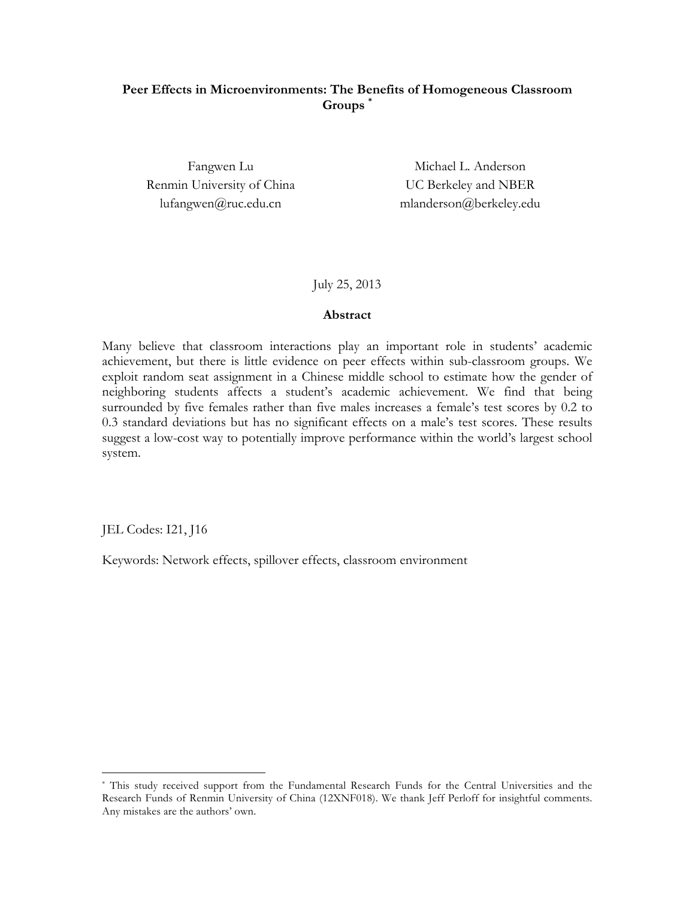# Peer Effects in Microenvironments: The Benefits of Homogeneous Classroom Groups [*]

Fangwen Lu
Renmin University of China
lufangwen@ruc.edu.cn

Michael L. Anderson
UC Berkeley and NBER
mlanderson@berkeley.edu

July 25, 2013

## Abstract

Many believe that classroom interactions play an important role in students' academic achievement, but there is little evidence on peer effects within sub-classroom groups. We exploit random seat assignment in a Chinese middle school to estimate how the gender of neighboring students affects a student's academic achievement. We find that being surrounded by five females rather than five males increases a female's test scores by 0.2 to 0.3 standard deviations but has no significant effects on a male's test scores. These results suggest a low-cost way to potentially improve performance within the world's largest school system.

JEL Codes: I21, J16

Keywords: Network effects, spillover effects, classroom environment

[*] This study received support from the Fundamental Research Funds for the Central Universities and the Research Funds of Renmin University of China (12XNF018). We thank Jeff Perloff for insightful comments. Any mistakes are the authors' own.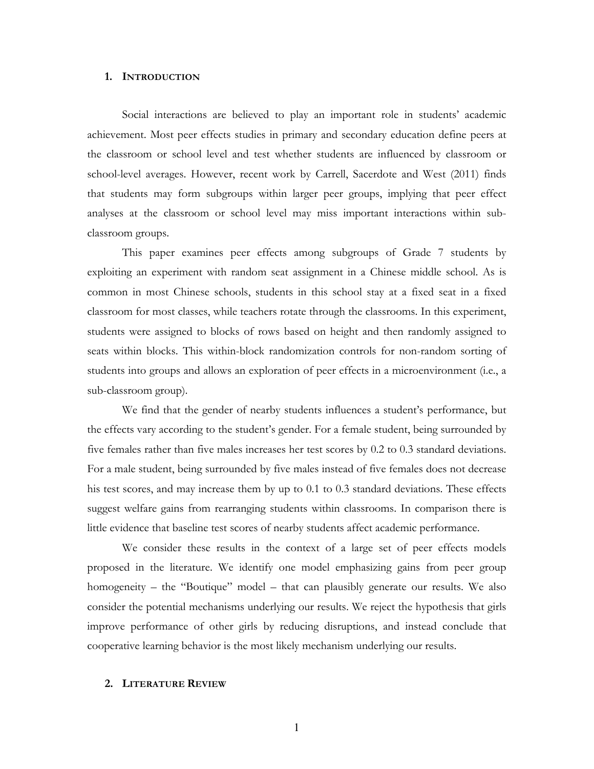## 1. Introduction

Social interactions are believed to play an important role in students' academic achievement. Most peer effects studies in primary and secondary education define peers at the classroom or school level and test whether students are influenced by classroom or school-level averages. However, recent work by Carrell, Sacerdote and West (2011) finds that students may form subgroups within larger peer groups, implying that peer effect analyses at the classroom or school level may miss important interactions within sub-classroom groups.

This paper examines peer effects among subgroups of Grade 7 students by exploiting an experiment with random seat assignment in a Chinese middle school. As is common in most Chinese schools, students in this school stay at a fixed seat in a fixed classroom for most classes, while teachers rotate through the classrooms. In this experiment, students were assigned to blocks of rows based on height and then randomly assigned to seats within blocks. This within-block randomization controls for non-random sorting of students into groups and allows an exploration of peer effects in a microenvironment (i.e., a sub-classroom group).

We find that the gender of nearby students influences a student's performance, but the effects vary according to the student's gender. For a female student, being surrounded by five females rather than five males increases her test scores by 0.2 to 0.3 standard deviations. For a male student, being surrounded by five males instead of five females does not decrease his test scores, and may increase them by up to 0.1 to 0.3 standard deviations. These effects suggest welfare gains from rearranging students within classrooms. In comparison there is little evidence that baseline test scores of nearby students affect academic performance.

We consider these results in the context of a large set of peer effects models proposed in the literature. We identify one model emphasizing gains from peer group homogeneity – the "Boutique" model – that can plausibly generate our results. We also consider the potential mechanisms underlying our results. We reject the hypothesis that girls improve performance of other girls by reducing disruptions, and instead conclude that cooperative learning behavior is the most likely mechanism underlying our results.

## 2. Literature Review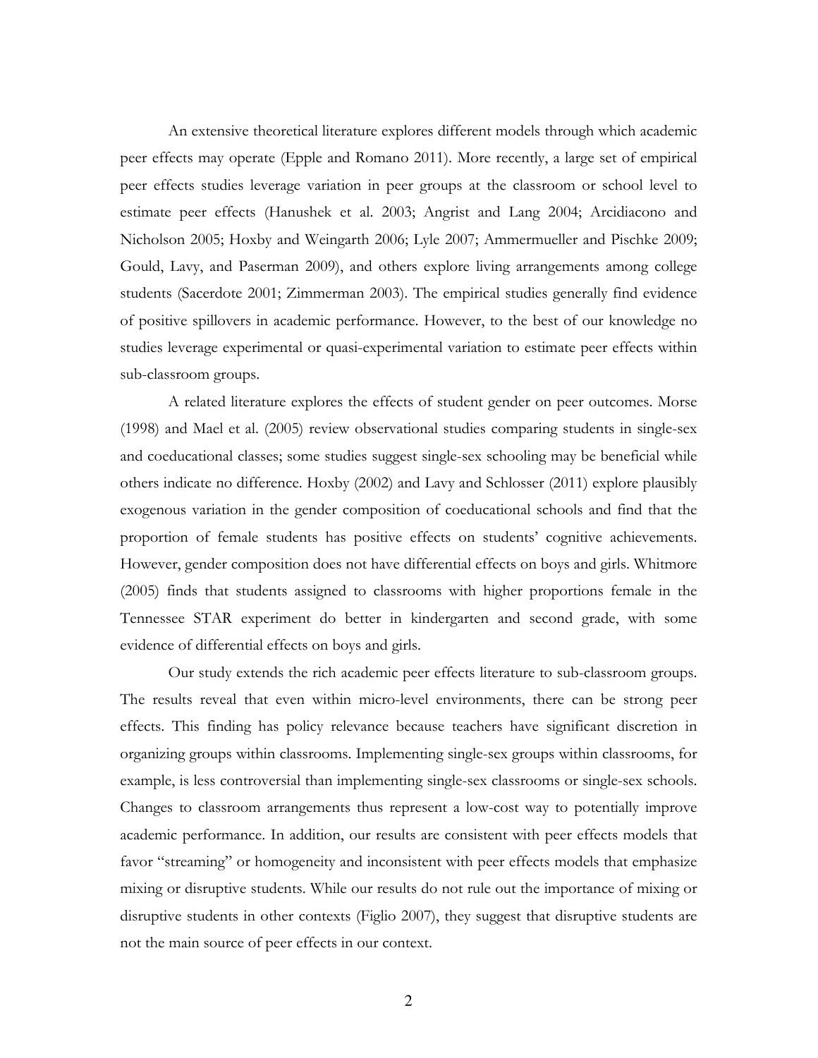An extensive theoretical literature explores different models through which academic peer effects may operate (Epple and Romano 2011). More recently, a large set of empirical peer effects studies leverage variation in peer groups at the classroom or school level to estimate peer effects (Hanushek et al. 2003; Angrist and Lang 2004; Arcidiacono and Nicholson 2005; Hoxby and Weingarth 2006; Lyle 2007; Ammermueller and Pischke 2009; Gould, Lavy, and Paserman 2009), and others explore living arrangements among college students (Sacerdote 2001; Zimmerman 2003). The empirical studies generally find evidence of positive spillovers in academic performance. However, to the best of our knowledge no studies leverage experimental or quasi-experimental variation to estimate peer effects within sub-classroom groups.

A related literature explores the effects of student gender on peer outcomes. Morse (1998) and Mael et al. (2005) review observational studies comparing students in single-sex and coeducational classes; some studies suggest single-sex schooling may be beneficial while others indicate no difference. Hoxby (2002) and Lavy and Schlosser (2011) explore plausibly exogenous variation in the gender composition of coeducational schools and find that the proportion of female students has positive effects on students' cognitive achievements. However, gender composition does not have differential effects on boys and girls. Whitmore (2005) finds that students assigned to classrooms with higher proportions female in the Tennessee STAR experiment do better in kindergarten and second grade, with some evidence of differential effects on boys and girls.

Our study extends the rich academic peer effects literature to sub-classroom groups. The results reveal that even within micro-level environments, there can be strong peer effects. This finding has policy relevance because teachers have significant discretion in organizing groups within classrooms. Implementing single-sex groups within classrooms, for example, is less controversial than implementing single-sex classrooms or single-sex schools. Changes to classroom arrangements thus represent a low-cost way to potentially improve academic performance. In addition, our results are consistent with peer effects models that favor "streaming" or homogeneity and inconsistent with peer effects models that emphasize mixing or disruptive students. While our results do not rule out the importance of mixing or disruptive students in other contexts (Figlio 2007), they suggest that disruptive students are not the main source of peer effects in our context.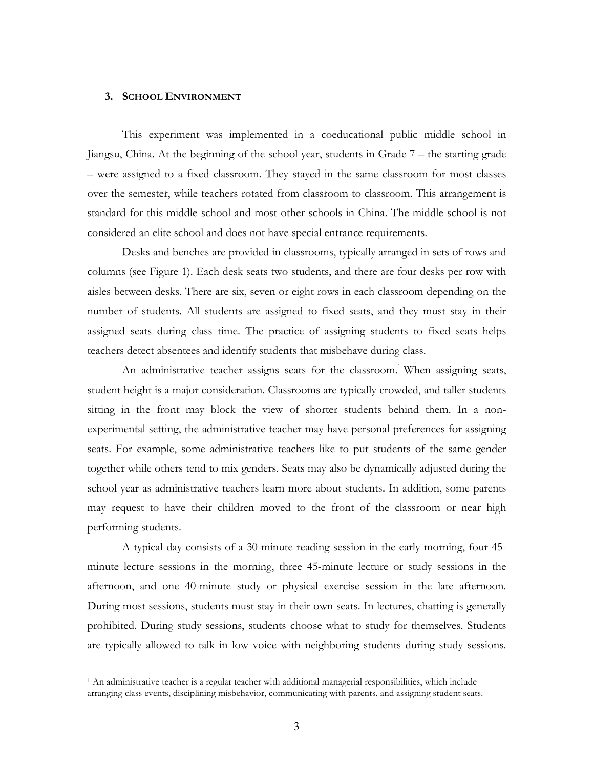### 3. School Environment

This experiment was implemented in a coeducational public middle school in Jiangsu, China. At the beginning of the school year, students in Grade 7 – the starting grade – were assigned to a fixed classroom. They stayed in the same classroom for most classes over the semester, while teachers rotated from classroom to classroom. This arrangement is standard for this middle school and most other schools in China. The middle school is not considered an elite school and does not have special entrance requirements.

Desks and benches are provided in classrooms, typically arranged in sets of rows and columns (see Figure 1). Each desk seats two students, and there are four desks per row with aisles between desks. There are six, seven or eight rows in each classroom depending on the number of students. All students are assigned to fixed seats, and they must stay in their assigned seats during class time. The practice of assigning students to fixed seats helps teachers detect absentees and identify students that misbehave during class.

An administrative teacher assigns seats for the classroom.[1] When assigning seats, student height is a major consideration. Classrooms are typically crowded, and taller students sitting in the front may block the view of shorter students behind them. In a non-experimental setting, the administrative teacher may have personal preferences for assigning seats. For example, some administrative teachers like to put students of the same gender together while others tend to mix genders. Seats may also be dynamically adjusted during the school year as administrative teachers learn more about students. In addition, some parents may request to have their children moved to the front of the classroom or near high performing students.

A typical day consists of a 30-minute reading session in the early morning, four 45-minute lecture sessions in the morning, three 45-minute lecture or study sessions in the afternoon, and one 40-minute study or physical exercise session in the late afternoon. During most sessions, students must stay in their own seats. In lectures, chatting is generally prohibited. During study sessions, students choose what to study for themselves. Students are typically allowed to talk in low voice with neighboring students during study sessions.

[1] An administrative teacher is a regular teacher with additional managerial responsibilities, which include arranging class events, disciplining misbehavior, communicating with parents, and assigning student seats.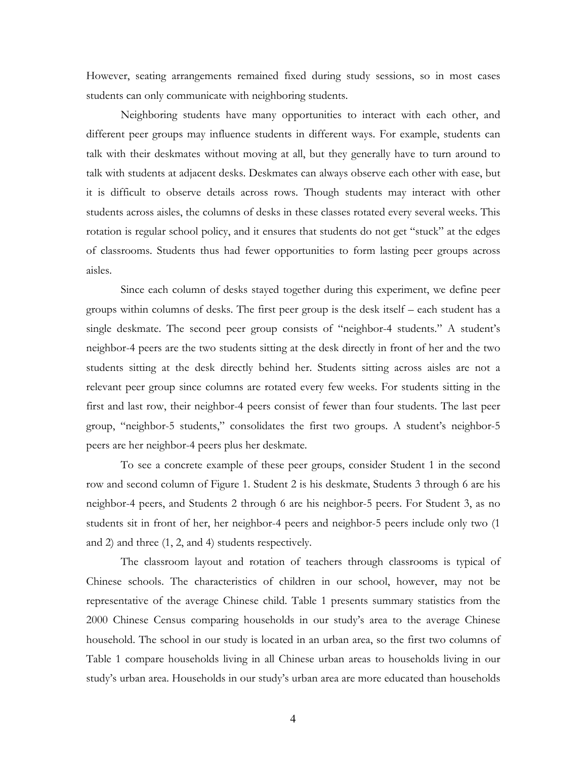However, seating arrangements remained fixed during study sessions, so in most cases students can only communicate with neighboring students.

Neighboring students have many opportunities to interact with each other, and different peer groups may influence students in different ways. For example, students can talk with their deskmates without moving at all, but they generally have to turn around to talk with students at adjacent desks. Deskmates can always observe each other with ease, but it is difficult to observe details across rows. Though students may interact with other students across aisles, the columns of desks in these classes rotated every several weeks. This rotation is regular school policy, and it ensures that students do not get "stuck" at the edges of classrooms. Students thus had fewer opportunities to form lasting peer groups across aisles.

Since each column of desks stayed together during this experiment, we define peer groups within columns of desks. The first peer group is the desk itself – each student has a single deskmate. The second peer group consists of "neighbor-4 students." A student's neighbor-4 peers are the two students sitting at the desk directly in front of her and the two students sitting at the desk directly behind her. Students sitting across aisles are not a relevant peer group since columns are rotated every few weeks. For students sitting in the first and last row, their neighbor-4 peers consist of fewer than four students. The last peer group, "neighbor-5 students," consolidates the first two groups. A student's neighbor-5 peers are her neighbor-4 peers plus her deskmate.

To see a concrete example of these peer groups, consider Student 1 in the second row and second column of Figure 1. Student 2 is his deskmate, Students 3 through 6 are his neighbor-4 peers, and Students 2 through 6 are his neighbor-5 peers. For Student 3, as no students sit in front of her, her neighbor-4 peers and neighbor-5 peers include only two (1 and 2) and three (1, 2, and 4) students respectively.

The classroom layout and rotation of teachers through classrooms is typical of Chinese schools. The characteristics of children in our school, however, may not be representative of the average Chinese child. Table 1 presents summary statistics from the 2000 Chinese Census comparing households in our study's area to the average Chinese household. The school in our study is located in an urban area, so the first two columns of Table 1 compare households living in all Chinese urban areas to households living in our study's urban area. Households in our study's urban area are more educated than households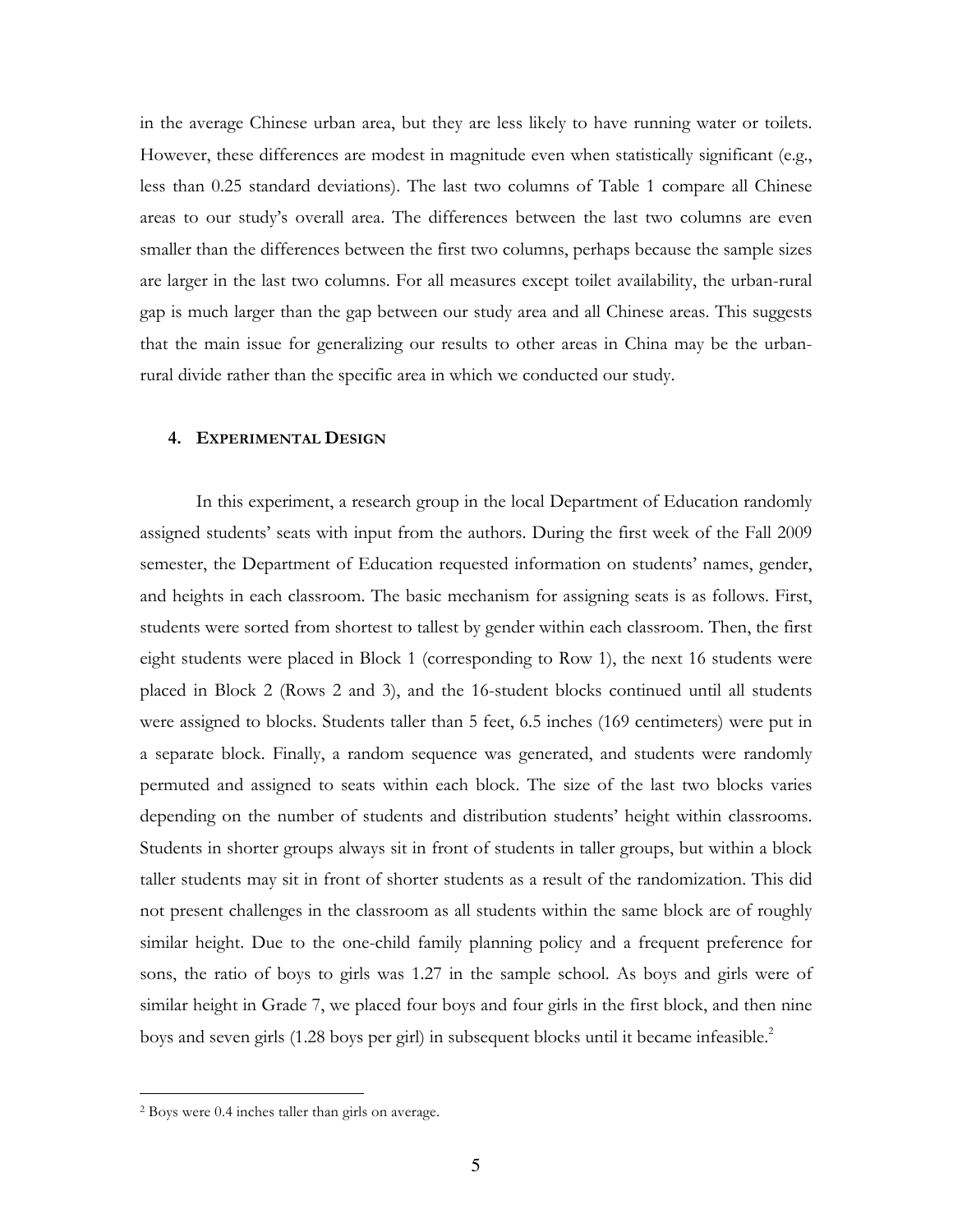in the average Chinese urban area, but they are less likely to have running water or toilets. However, these differences are modest in magnitude even when statistically significant (e.g., less than 0.25 standard deviations). The last two columns of Table 1 compare all Chinese areas to our study's overall area. The differences between the last two columns are even smaller than the differences between the first two columns, perhaps because the sample sizes are larger in the last two columns. For all measures except toilet availability, the urban-rural gap is much larger than the gap between our study area and all Chinese areas. This suggests that the main issue for generalizing our results to other areas in China may be the urban-rural divide rather than the specific area in which we conducted our study.

## 4. EXPERIMENTAL DESIGN

In this experiment, a research group in the local Department of Education randomly assigned students' seats with input from the authors. During the first week of the Fall 2009 semester, the Department of Education requested information on students' names, gender, and heights in each classroom. The basic mechanism for assigning seats is as follows. First, students were sorted from shortest to tallest by gender within each classroom. Then, the first eight students were placed in Block 1 (corresponding to Row 1), the next 16 students were placed in Block 2 (Rows 2 and 3), and the 16-student blocks continued until all students were assigned to blocks. Students taller than 5 feet, 6.5 inches (169 centimeters) were put in a separate block. Finally, a random sequence was generated, and students were randomly permuted and assigned to seats within each block. The size of the last two blocks varies depending on the number of students and distribution students' height within classrooms. Students in shorter groups always sit in front of students in taller groups, but within a block taller students may sit in front of shorter students as a result of the randomization. This did not present challenges in the classroom as all students within the same block are of roughly similar height. Due to the one-child family planning policy and a frequent preference for sons, the ratio of boys to girls was 1.27 in the sample school. As boys and girls were of similar height in Grade 7, we placed four boys and four girls in the first block, and then nine boys and seven girls (1.28 boys per girl) in subsequent blocks until it became infeasible.[2]

---

[2] Boys were 0.4 inches taller than girls on average.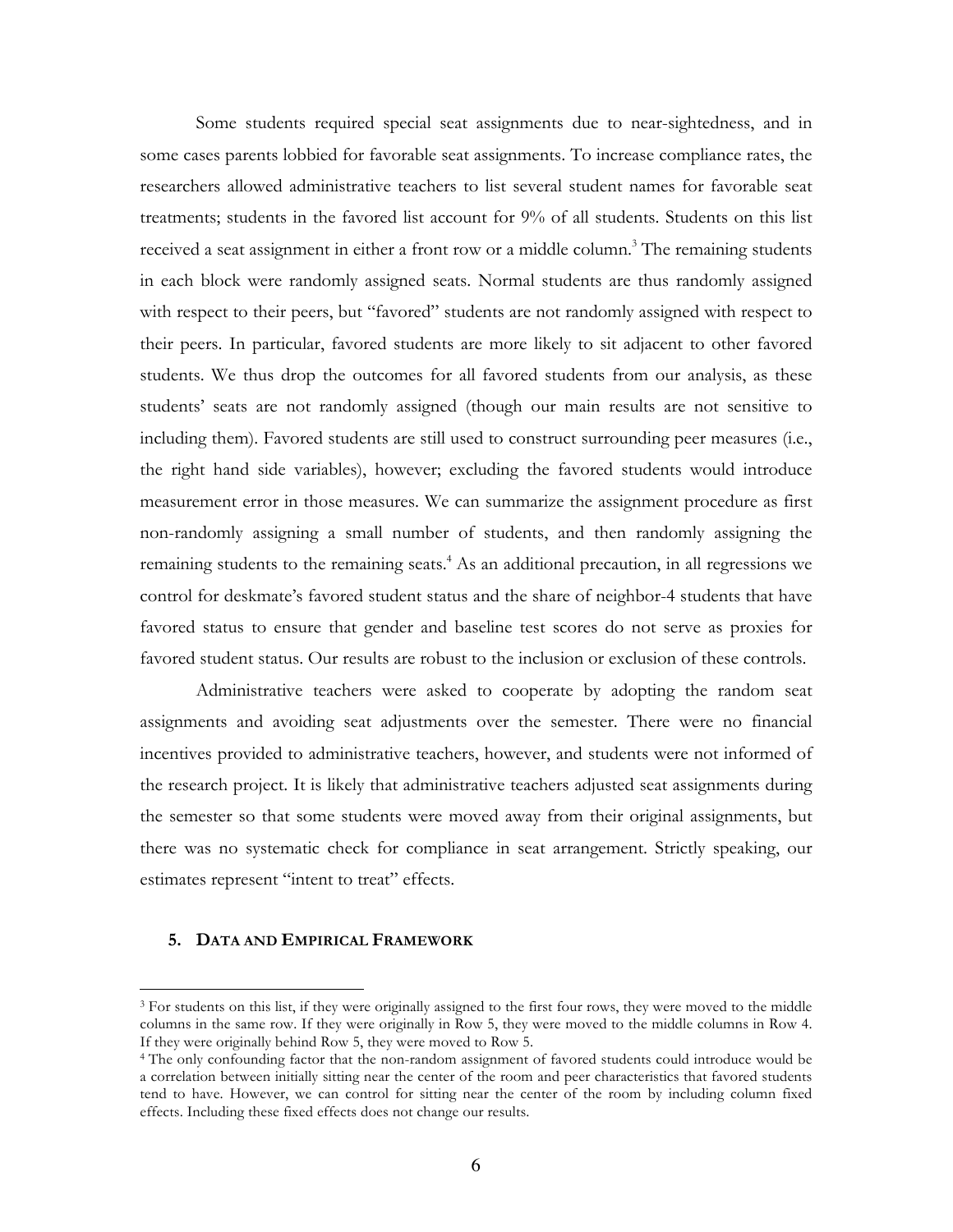Some students required special seat assignments due to near-sightedness, and in some cases parents lobbied for favorable seat assignments. To increase compliance rates, the researchers allowed administrative teachers to list several student names for favorable seat treatments; students in the favored list account for 9% of all students. Students on this list received a seat assignment in either a front row or a middle column.[3] The remaining students in each block were randomly assigned seats. Normal students are thus randomly assigned with respect to their peers, but "favored" students are not randomly assigned with respect to their peers. In particular, favored students are more likely to sit adjacent to other favored students. We thus drop the outcomes for all favored students from our analysis, as these students' seats are not randomly assigned (though our main results are not sensitive to including them). Favored students are still used to construct surrounding peer measures (i.e., the right hand side variables), however; excluding the favored students would introduce measurement error in those measures. We can summarize the assignment procedure as first non-randomly assigning a small number of students, and then randomly assigning the remaining students to the remaining seats.[4] As an additional precaution, in all regressions we control for deskmate's favored student status and the share of neighbor-4 students that have favored status to ensure that gender and baseline test scores do not serve as proxies for favored student status. Our results are robust to the inclusion or exclusion of these controls.

Administrative teachers were asked to cooperate by adopting the random seat assignments and avoiding seat adjustments over the semester. There were no financial incentives provided to administrative teachers, however, and students were not informed of the research project. It is likely that administrative teachers adjusted seat assignments during the semester so that some students were moved away from their original assignments, but there was no systematic check for compliance in seat arrangement. Strictly speaking, our estimates represent "intent to treat" effects.

## 5. DATA AND EMPIRICAL FRAMEWORK

---

[3] For students on this list, if they were originally assigned to the first four rows, they were moved to the middle columns in the same row. If they were originally in Row 5, they were moved to the middle columns in Row 4. If they were originally behind Row 5, they were moved to Row 5.

[4] The only confounding factor that the non-random assignment of favored students could introduce would be a correlation between initially sitting near the center of the room and peer characteristics that favored students tend to have. However, we can control for sitting near the center of the room by including column fixed effects. Including these fixed effects does not change our results.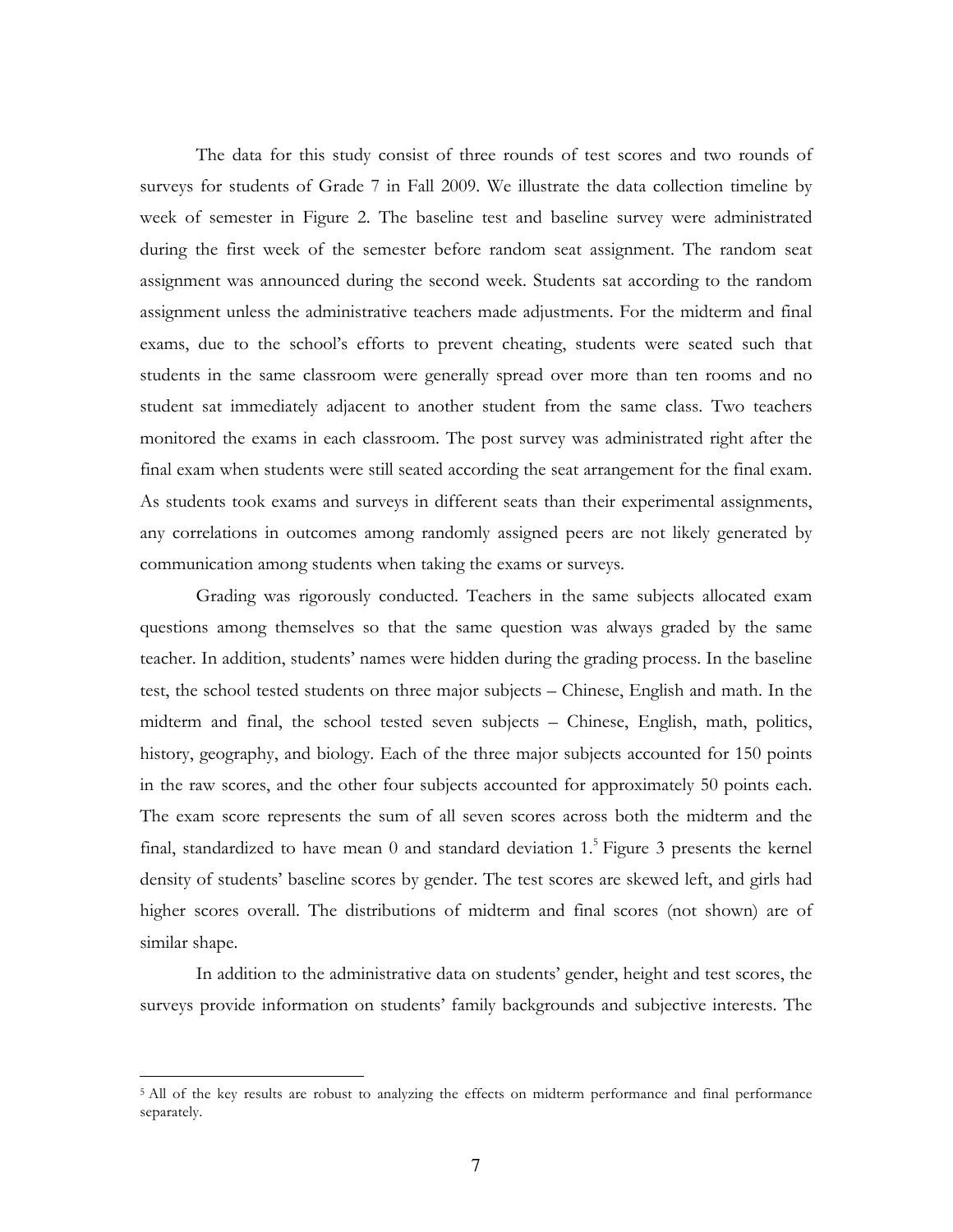The data for this study consist of three rounds of test scores and two rounds of surveys for students of Grade 7 in Fall 2009. We illustrate the data collection timeline by week of semester in Figure 2. The baseline test and baseline survey were administrated during the first week of the semester before random seat assignment. The random seat assignment was announced during the second week. Students sat according to the random assignment unless the administrative teachers made adjustments. For the midterm and final exams, due to the school's efforts to prevent cheating, students were seated such that students in the same classroom were generally spread over more than ten rooms and no student sat immediately adjacent to another student from the same class. Two teachers monitored the exams in each classroom. The post survey was administrated right after the final exam when students were still seated according the seat arrangement for the final exam. As students took exams and surveys in different seats than their experimental assignments, any correlations in outcomes among randomly assigned peers are not likely generated by communication among students when taking the exams or surveys.

Grading was rigorously conducted. Teachers in the same subjects allocated exam questions among themselves so that the same question was always graded by the same teacher. In addition, students' names were hidden during the grading process. In the baseline test, the school tested students on three major subjects – Chinese, English and math. In the midterm and final, the school tested seven subjects – Chinese, English, math, politics, history, geography, and biology. Each of the three major subjects accounted for 150 points in the raw scores, and the other four subjects accounted for approximately 50 points each. The exam score represents the sum of all seven scores across both the midterm and the final, standardized to have mean 0 and standard deviation 1.[5] Figure 3 presents the kernel density of students' baseline scores by gender. The test scores are skewed left, and girls had higher scores overall. The distributions of midterm and final scores (not shown) are of similar shape.

In addition to the administrative data on students' gender, height and test scores, the surveys provide information on students' family backgrounds and subjective interests. The

[5] All of the key results are robust to analyzing the effects on midterm performance and final performance separately.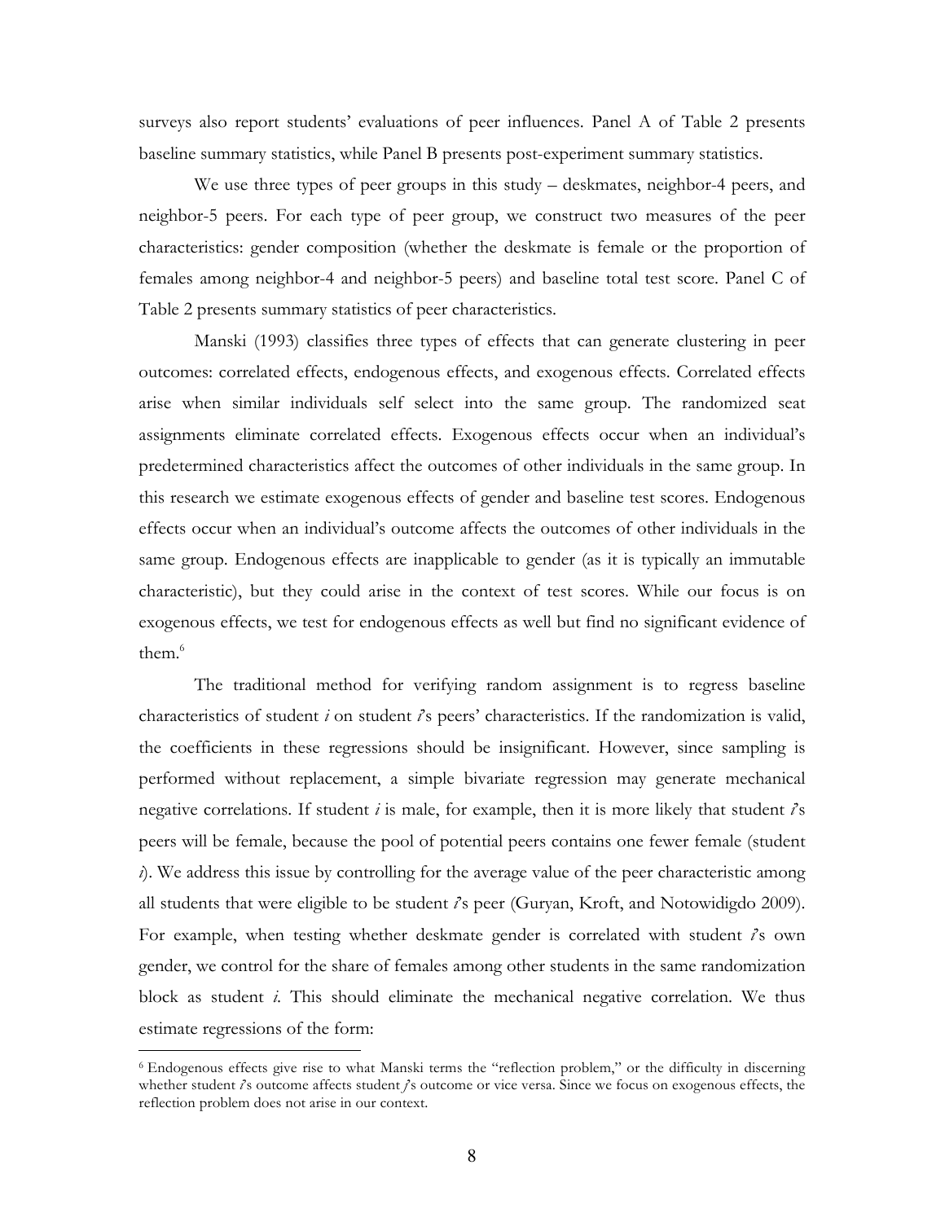surveys also report students' evaluations of peer influences. Panel A of Table 2 presents baseline summary statistics, while Panel B presents post-experiment summary statistics.

We use three types of peer groups in this study – deskmates, neighbor-4 peers, and neighbor-5 peers. For each type of peer group, we construct two measures of the peer characteristics: gender composition (whether the deskmate is female or the proportion of females among neighbor-4 and neighbor-5 peers) and baseline total test score. Panel C of Table 2 presents summary statistics of peer characteristics.

Manski (1993) classifies three types of effects that can generate clustering in peer outcomes: correlated effects, endogenous effects, and exogenous effects. Correlated effects arise when similar individuals self select into the same group. The randomized seat assignments eliminate correlated effects. Exogenous effects occur when an individual's predetermined characteristics affect the outcomes of other individuals in the same group. In this research we estimate exogenous effects of gender and baseline test scores. Endogenous effects occur when an individual's outcome affects the outcomes of other individuals in the same group. Endogenous effects are inapplicable to gender (as it is typically an immutable characteristic), but they could arise in the context of test scores. While our focus is on exogenous effects, we test for endogenous effects as well but find no significant evidence of them.[6]

The traditional method for verifying random assignment is to regress baseline characteristics of student *i* on student *i*'s peers' characteristics. If the randomization is valid, the coefficients in these regressions should be insignificant. However, since sampling is performed without replacement, a simple bivariate regression may generate mechanical negative correlations. If student *i* is male, for example, then it is more likely that student *i*'s peers will be female, because the pool of potential peers contains one fewer female (student *i*). We address this issue by controlling for the average value of the peer characteristic among all students that were eligible to be student *i*'s peer (Guryan, Kroft, and Notowidigdo 2009). For example, when testing whether deskmate gender is correlated with student *i*'s own gender, we control for the share of females among other students in the same randomization block as student *i*. This should eliminate the mechanical negative correlation. We thus estimate regressions of the form:

[6] Endogenous effects give rise to what Manski terms the "reflection problem," or the difficulty in discerning whether student *i*'s outcome affects student *j*'s outcome or vice versa. Since we focus on exogenous effects, the reflection problem does not arise in our context.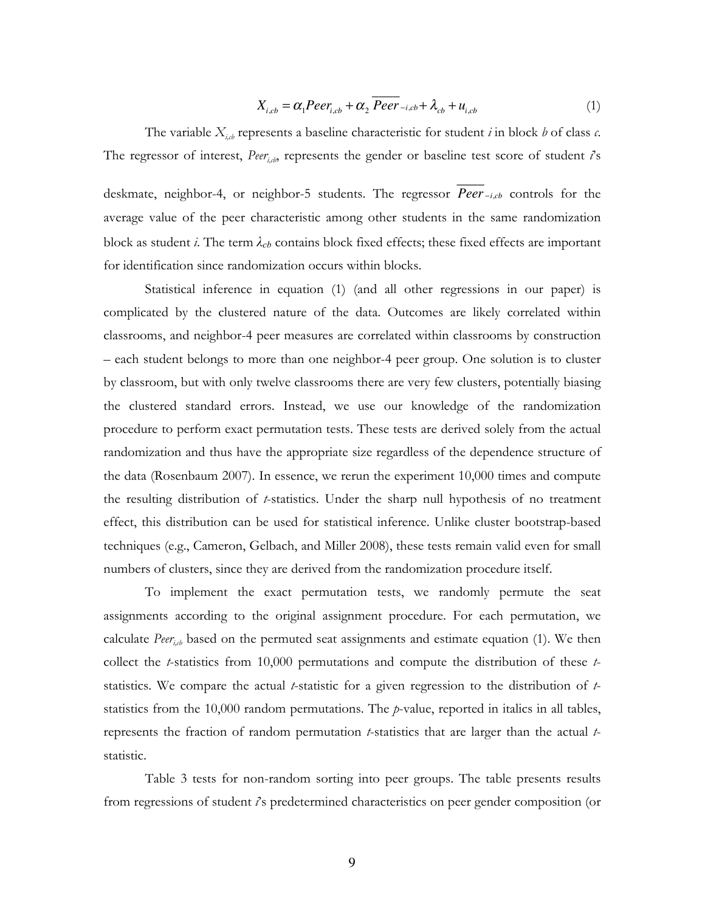$$X_{i,cb} = \alpha_1 Peer_{i,cb} + \alpha_2 \overline{Peer}_{-i,cb} + \lambda_{cb} + u_{i,cb} \tag{1}$$

The variable $X_{i,cb}$ represents a baseline characteristic for student *i* in block *b* of class *c*. The regressor of interest, $Peer_{i,cb}$, represents the gender or baseline test score of student *i*'s deskmate, neighbor-4, or neighbor-5 students. The regressor $\overline{Peer}_{-i,cb}$ controls for the average value of the peer characteristic among other students in the same randomization block as student *i*. The term $\lambda_{cb}$ contains block fixed effects; these fixed effects are important for identification since randomization occurs within blocks.

Statistical inference in equation (1) (and all other regressions in our paper) is complicated by the clustered nature of the data. Outcomes are likely correlated within classrooms, and neighbor-4 peer measures are correlated within classrooms by construction – each student belongs to more than one neighbor-4 peer group. One solution is to cluster by classroom, but with only twelve classrooms there are very few clusters, potentially biasing the clustered standard errors. Instead, we use our knowledge of the randomization procedure to perform exact permutation tests. These tests are derived solely from the actual randomization and thus have the appropriate size regardless of the dependence structure of the data (Rosenbaum 2007). In essence, we rerun the experiment 10,000 times and compute the resulting distribution of *t*-statistics. Under the sharp null hypothesis of no treatment effect, this distribution can be used for statistical inference. Unlike cluster bootstrap-based techniques (e.g., Cameron, Gelbach, and Miller 2008), these tests remain valid even for small numbers of clusters, since they are derived from the randomization procedure itself.

To implement the exact permutation tests, we randomly permute the seat assignments according to the original assignment procedure. For each permutation, we calculate $Peer_{i,cb}$ based on the permuted seat assignments and estimate equation (1). We then collect the *t*-statistics from 10,000 permutations and compute the distribution of these *t*-statistics. We compare the actual *t*-statistic for a given regression to the distribution of *t*-statistics from the 10,000 random permutations. The *p*-value, reported in italics in all tables, represents the fraction of random permutation *t*-statistics that are larger than the actual *t*-statistic.

Table 3 tests for non-random sorting into peer groups. The table presents results from regressions of student *i*'s predetermined characteristics on peer gender composition (or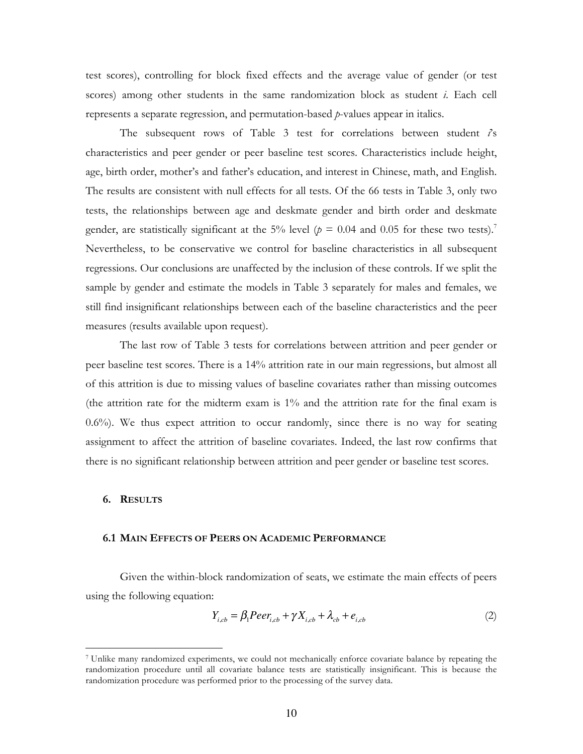test scores), controlling for block fixed effects and the average value of gender (or test scores) among other students in the same randomization block as student *i*. Each cell represents a separate regression, and permutation-based *p*-values appear in italics.

The subsequent rows of Table 3 test for correlations between student *i*'s characteristics and peer gender or peer baseline test scores. Characteristics include height, age, birth order, mother's and father's education, and interest in Chinese, math, and English. The results are consistent with null effects for all tests. Of the 66 tests in Table 3, only two tests, the relationships between age and deskmate gender and birth order and deskmate gender, are statistically significant at the 5% level ($p$ = 0.04 and 0.05 for these two tests).[7] Nevertheless, to be conservative we control for baseline characteristics in all subsequent regressions. Our conclusions are unaffected by the inclusion of these controls. If we split the sample by gender and estimate the models in Table 3 separately for males and females, we still find insignificant relationships between each of the baseline characteristics and the peer measures (results available upon request).

The last row of Table 3 tests for correlations between attrition and peer gender or peer baseline test scores. There is a 14% attrition rate in our main regressions, but almost all of this attrition is due to missing values of baseline covariates rather than missing outcomes (the attrition rate for the midterm exam is 1% and the attrition rate for the final exam is 0.6%). We thus expect attrition to occur randomly, since there is no way for seating assignment to affect the attrition of baseline covariates. Indeed, the last row confirms that there is no significant relationship between attrition and peer gender or baseline test scores.

## 6. RESULTS

### 6.1 MAIN EFFECTS OF PEERS ON ACADEMIC PERFORMANCE

Given the within-block randomization of seats, we estimate the main effects of peers using the following equation:

$$Y_{i,cb} = \beta_1 Peer_{i,cb} + \gamma X_{i,cb} + \lambda_{cb} + e_{i,cb} \tag{2}$$

[7] Unlike many randomized experiments, we could not mechanically enforce covariate balance by repeating the randomization procedure until all covariate balance tests are statistically insignificant. This is because the randomization procedure was performed prior to the processing of the survey data.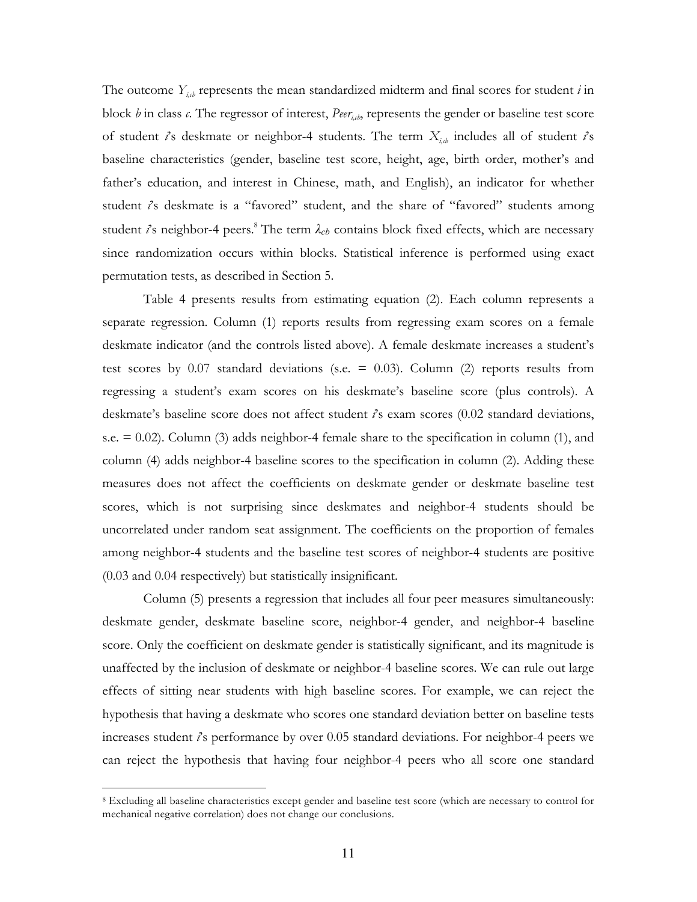The outcome $Y_{i,cb}$ represents the mean standardized midterm and final scores for student *i* in block *b* in class *c*. The regressor of interest, $Peer_{i,cb}$, represents the gender or baseline test score of student *i*'s deskmate or neighbor-4 students. The term $X_{i,cb}$ includes all of student *i*'s baseline characteristics (gender, baseline test score, height, age, birth order, mother's and father's education, and interest in Chinese, math, and English), an indicator for whether student *i*'s deskmate is a "favored" student, and the share of "favored" students among student *i*'s neighbor-4 peers.[8] The term $\lambda_{cb}$ contains block fixed effects, which are necessary since randomization occurs within blocks. Statistical inference is performed using exact permutation tests, as described in Section 5.

Table 4 presents results from estimating equation (2). Each column represents a separate regression. Column (1) reports results from regressing exam scores on a female deskmate indicator (and the controls listed above). A female deskmate increases a student's test scores by 0.07 standard deviations (s.e. = 0.03). Column (2) reports results from regressing a student's exam scores on his deskmate's baseline score (plus controls). A deskmate's baseline score does not affect student *i*'s exam scores (0.02 standard deviations, s.e. = 0.02). Column (3) adds neighbor-4 female share to the specification in column (1), and column (4) adds neighbor-4 baseline scores to the specification in column (2). Adding these measures does not affect the coefficients on deskmate gender or deskmate baseline test scores, which is not surprising since deskmates and neighbor-4 students should be uncorrelated under random seat assignment. The coefficients on the proportion of females among neighbor-4 students and the baseline test scores of neighbor-4 students are positive (0.03 and 0.04 respectively) but statistically insignificant.

Column (5) presents a regression that includes all four peer measures simultaneously: deskmate gender, deskmate baseline score, neighbor-4 gender, and neighbor-4 baseline score. Only the coefficient on deskmate gender is statistically significant, and its magnitude is unaffected by the inclusion of deskmate or neighbor-4 baseline scores. We can rule out large effects of sitting near students with high baseline scores. For example, we can reject the hypothesis that having a deskmate who scores one standard deviation better on baseline tests increases student *i*'s performance by over 0.05 standard deviations. For neighbor-4 peers we can reject the hypothesis that having four neighbor-4 peers who all score one standard

[8] Excluding all baseline characteristics except gender and baseline test score (which are necessary to control for mechanical negative correlation) does not change our conclusions.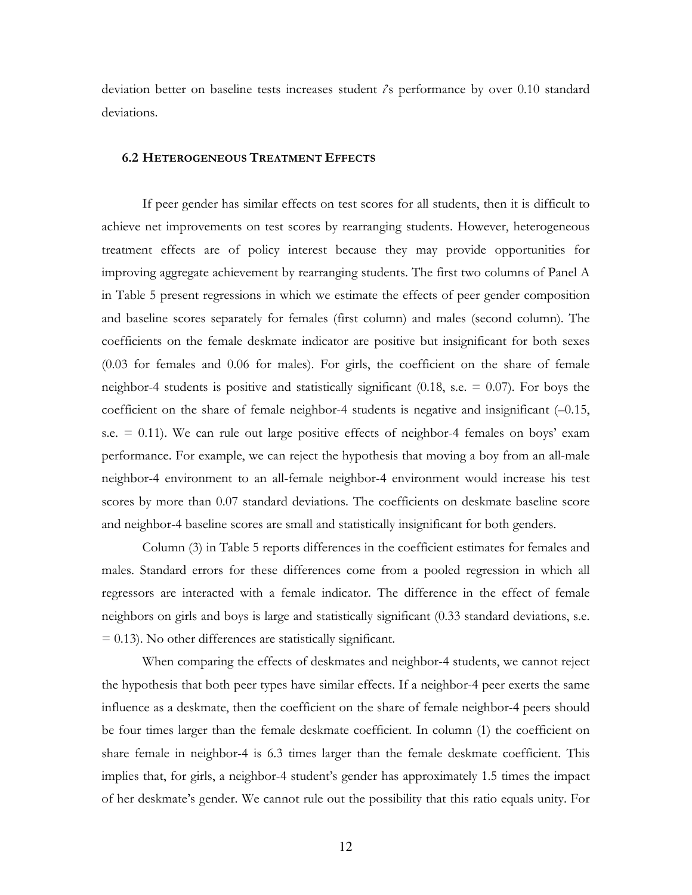deviation better on baseline tests increases student *i*'s performance by over 0.10 standard deviations.

### 6.2 Heterogeneous Treatment Effects

If peer gender has similar effects on test scores for all students, then it is difficult to achieve net improvements on test scores by rearranging students. However, heterogeneous treatment effects are of policy interest because they may provide opportunities for improving aggregate achievement by rearranging students. The first two columns of Panel A in Table 5 present regressions in which we estimate the effects of peer gender composition and baseline scores separately for females (first column) and males (second column). The coefficients on the female deskmate indicator are positive but insignificant for both sexes (0.03 for females and 0.06 for males). For girls, the coefficient on the share of female neighbor-4 students is positive and statistically significant (0.18, s.e. = 0.07). For boys the coefficient on the share of female neighbor-4 students is negative and insignificant (–0.15, s.e. = 0.11). We can rule out large positive effects of neighbor-4 females on boys' exam performance. For example, we can reject the hypothesis that moving a boy from an all-male neighbor-4 environment to an all-female neighbor-4 environment would increase his test scores by more than 0.07 standard deviations. The coefficients on deskmate baseline score and neighbor-4 baseline scores are small and statistically insignificant for both genders.

Column (3) in Table 5 reports differences in the coefficient estimates for females and males. Standard errors for these differences come from a pooled regression in which all regressors are interacted with a female indicator. The difference in the effect of female neighbors on girls and boys is large and statistically significant (0.33 standard deviations, s.e. = 0.13). No other differences are statistically significant.

When comparing the effects of deskmates and neighbor-4 students, we cannot reject the hypothesis that both peer types have similar effects. If a neighbor-4 peer exerts the same influence as a deskmate, then the coefficient on the share of female neighbor-4 peers should be four times larger than the female deskmate coefficient. In column (1) the coefficient on share female in neighbor-4 is 6.3 times larger than the female deskmate coefficient. This implies that, for girls, a neighbor-4 student's gender has approximately 1.5 times the impact of her deskmate's gender. We cannot rule out the possibility that this ratio equals unity. For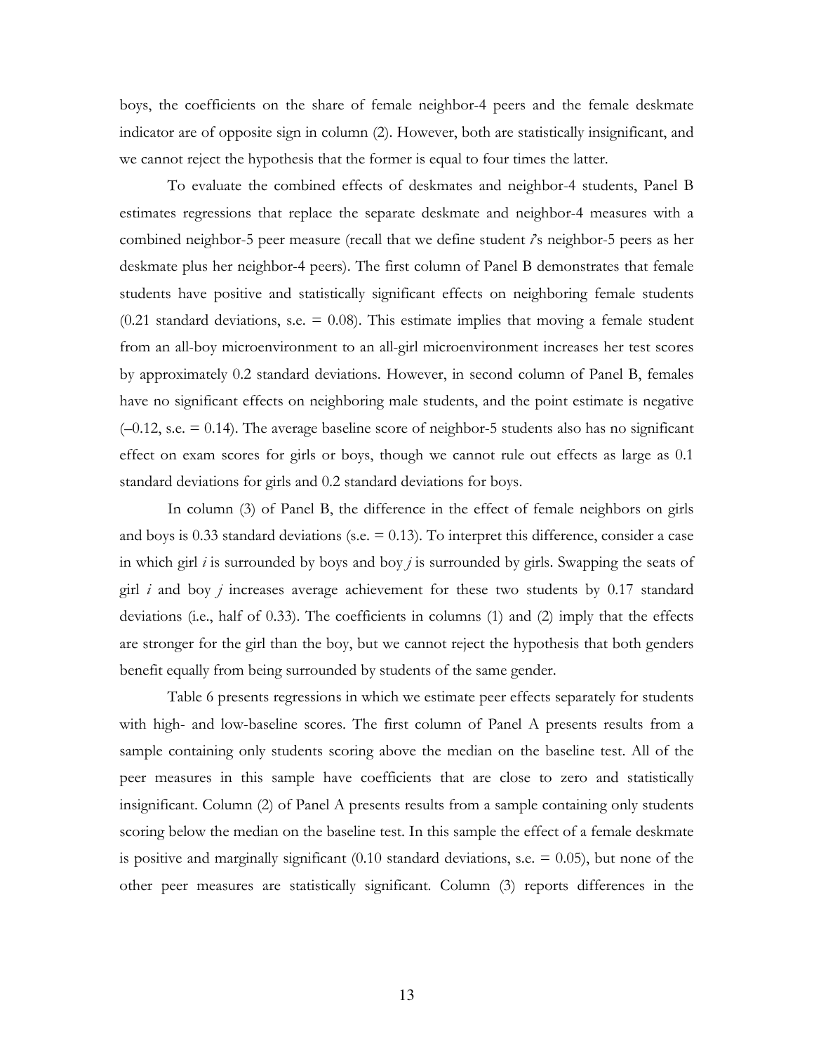boys, the coefficients on the share of female neighbor-4 peers and the female deskmate indicator are of opposite sign in column (2). However, both are statistically insignificant, and we cannot reject the hypothesis that the former is equal to four times the latter.

To evaluate the combined effects of deskmates and neighbor-4 students, Panel B estimates regressions that replace the separate deskmate and neighbor-4 measures with a combined neighbor-5 peer measure (recall that we define student *i*'s neighbor-5 peers as her deskmate plus her neighbor-4 peers). The first column of Panel B demonstrates that female students have positive and statistically significant effects on neighboring female students (0.21 standard deviations, s.e. = 0.08). This estimate implies that moving a female student from an all-boy microenvironment to an all-girl microenvironment increases her test scores by approximately 0.2 standard deviations. However, in second column of Panel B, females have no significant effects on neighboring male students, and the point estimate is negative (–0.12, s.e. = 0.14). The average baseline score of neighbor-5 students also has no significant effect on exam scores for girls or boys, though we cannot rule out effects as large as 0.1 standard deviations for girls and 0.2 standard deviations for boys.

In column (3) of Panel B, the difference in the effect of female neighbors on girls and boys is 0.33 standard deviations (s.e. = 0.13). To interpret this difference, consider a case in which girl *i* is surrounded by boys and boy *j* is surrounded by girls. Swapping the seats of girl *i* and boy *j* increases average achievement for these two students by 0.17 standard deviations (i.e., half of 0.33). The coefficients in columns (1) and (2) imply that the effects are stronger for the girl than the boy, but we cannot reject the hypothesis that both genders benefit equally from being surrounded by students of the same gender.

Table 6 presents regressions in which we estimate peer effects separately for students with high- and low-baseline scores. The first column of Panel A presents results from a sample containing only students scoring above the median on the baseline test. All of the peer measures in this sample have coefficients that are close to zero and statistically insignificant. Column (2) of Panel A presents results from a sample containing only students scoring below the median on the baseline test. In this sample the effect of a female deskmate is positive and marginally significant (0.10 standard deviations, s.e. = 0.05), but none of the other peer measures are statistically significant. Column (3) reports differences in the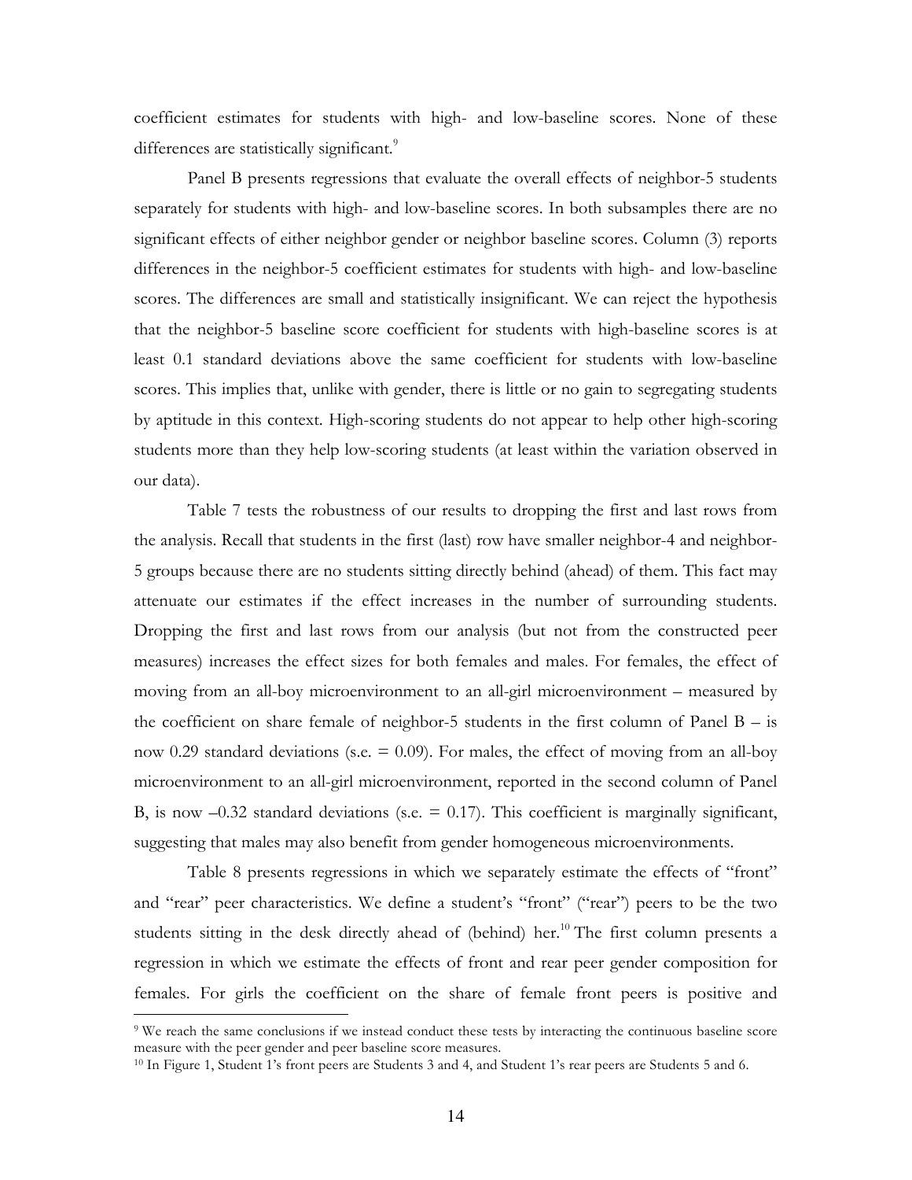coefficient estimates for students with high- and low-baseline scores. None of these differences are statistically significant.[9]

Panel B presents regressions that evaluate the overall effects of neighbor-5 students separately for students with high- and low-baseline scores. In both subsamples there are no significant effects of either neighbor gender or neighbor baseline scores. Column (3) reports differences in the neighbor-5 coefficient estimates for students with high- and low-baseline scores. The differences are small and statistically insignificant. We can reject the hypothesis that the neighbor-5 baseline score coefficient for students with high-baseline scores is at least 0.1 standard deviations above the same coefficient for students with low-baseline scores. This implies that, unlike with gender, there is little or no gain to segregating students by aptitude in this context. High-scoring students do not appear to help other high-scoring students more than they help low-scoring students (at least within the variation observed in our data).

Table 7 tests the robustness of our results to dropping the first and last rows from the analysis. Recall that students in the first (last) row have smaller neighbor-4 and neighbor-5 groups because there are no students sitting directly behind (ahead) of them. This fact may attenuate our estimates if the effect increases in the number of surrounding students. Dropping the first and last rows from our analysis (but not from the constructed peer measures) increases the effect sizes for both females and males. For females, the effect of moving from an all-boy microenvironment to an all-girl microenvironment – measured by the coefficient on share female of neighbor-5 students in the first column of Panel B – is now 0.29 standard deviations (s.e. = 0.09). For males, the effect of moving from an all-boy microenvironment to an all-girl microenvironment, reported in the second column of Panel B, is now –0.32 standard deviations (s.e. = 0.17). This coefficient is marginally significant, suggesting that males may also benefit from gender homogeneous microenvironments.

Table 8 presents regressions in which we separately estimate the effects of "front" and "rear" peer characteristics. We define a student's "front" ("rear") peers to be the two students sitting in the desk directly ahead of (behind) her.[10] The first column presents a regression in which we estimate the effects of front and rear peer gender composition for females. For girls the coefficient on the share of female front peers is positive and

[9] We reach the same conclusions if we instead conduct these tests by interacting the continuous baseline score measure with the peer gender and peer baseline score measures.

[10] In Figure 1, Student 1's front peers are Students 3 and 4, and Student 1's rear peers are Students 5 and 6.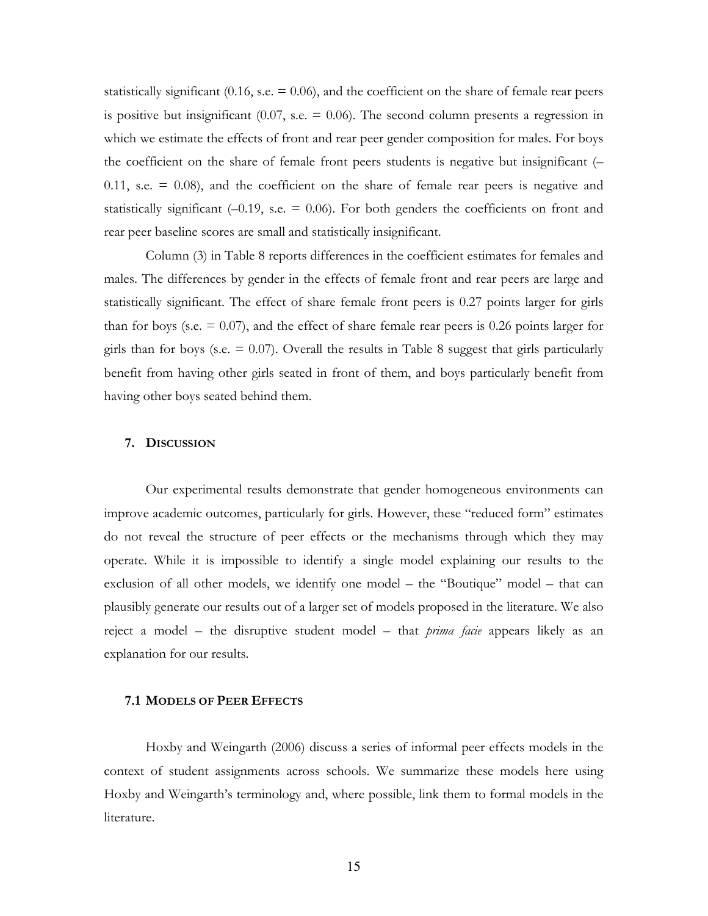statistically significant (0.16, s.e. = 0.06), and the coefficient on the share of female rear peers is positive but insignificant (0.07, s.e. = 0.06). The second column presents a regression in which we estimate the effects of front and rear peer gender composition for males. For boys the coefficient on the share of female front peers students is negative but insignificant (–0.11, s.e. = 0.08), and the coefficient on the share of female rear peers is negative and statistically significant (–0.19, s.e. = 0.06). For both genders the coefficients on front and rear peer baseline scores are small and statistically insignificant.

Column (3) in Table 8 reports differences in the coefficient estimates for females and males. The differences by gender in the effects of female front and rear peers are large and statistically significant. The effect of share female front peers is 0.27 points larger for girls than for boys (s.e. = 0.07), and the effect of share female rear peers is 0.26 points larger for girls than for boys (s.e. = 0.07). Overall the results in Table 8 suggest that girls particularly benefit from having other girls seated in front of them, and boys particularly benefit from having other boys seated behind them.

## 7. DISCUSSION

Our experimental results demonstrate that gender homogeneous environments can improve academic outcomes, particularly for girls. However, these "reduced form" estimates do not reveal the structure of peer effects or the mechanisms through which they may operate. While it is impossible to identify a single model explaining our results to the exclusion of all other models, we identify one model – the "Boutique" model – that can plausibly generate our results out of a larger set of models proposed in the literature. We also reject a model – the disruptive student model – that *prima facie* appears likely as an explanation for our results.

### 7.1 MODELS OF PEER EFFECTS

Hoxby and Weingarth (2006) discuss a series of informal peer effects models in the context of student assignments across schools. We summarize these models here using Hoxby and Weingarth's terminology and, where possible, link them to formal models in the literature.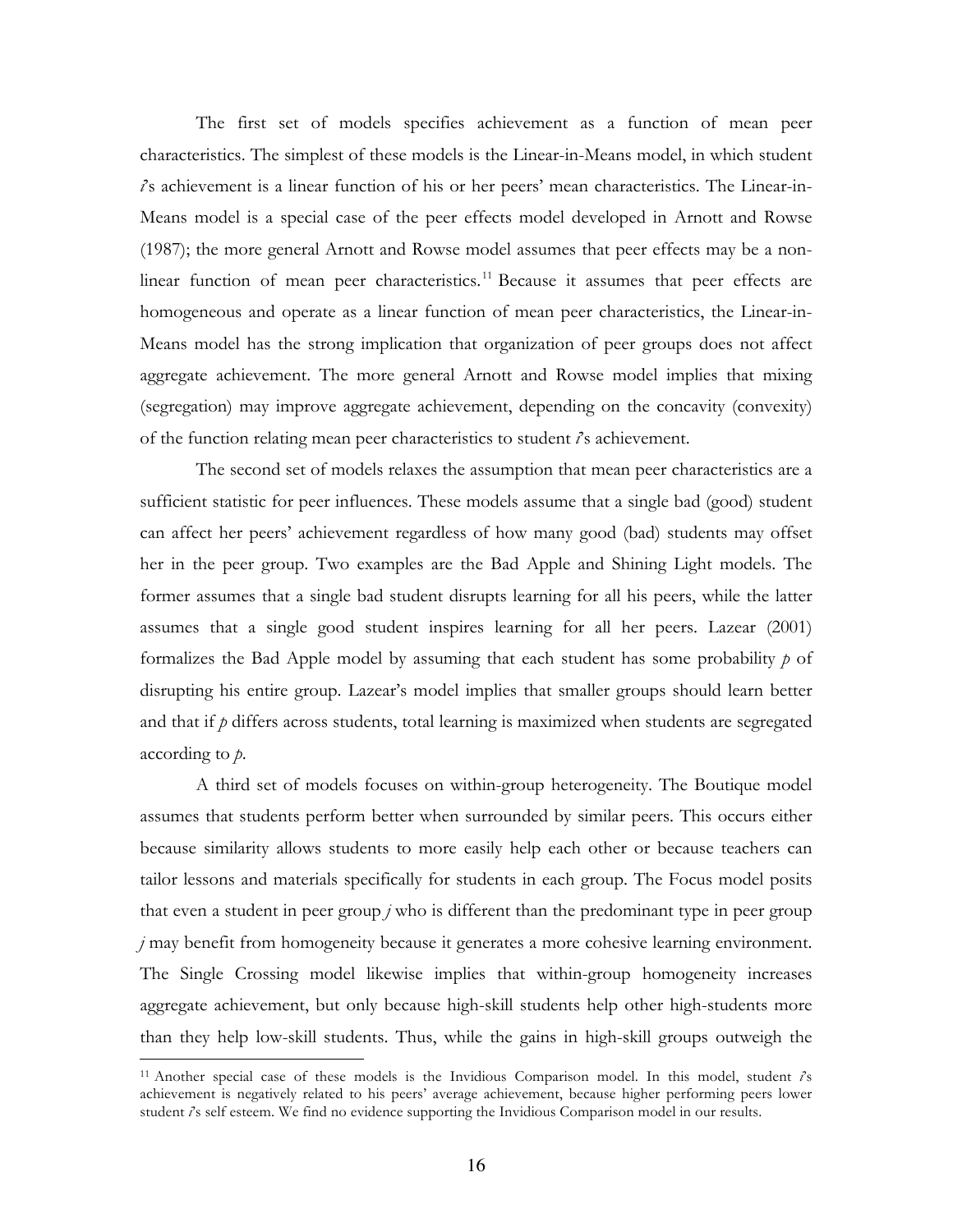The first set of models specifies achievement as a function of mean peer characteristics. The simplest of these models is the Linear-in-Means model, in which student *i*'s achievement is a linear function of his or her peers' mean characteristics. The Linear-in-Means model is a special case of the peer effects model developed in Arnott and Rowse (1987); the more general Arnott and Rowse model assumes that peer effects may be a non-linear function of mean peer characteristics.[11] Because it assumes that peer effects are homogeneous and operate as a linear function of mean peer characteristics, the Linear-in-Means model has the strong implication that organization of peer groups does not affect aggregate achievement. The more general Arnott and Rowse model implies that mixing (segregation) may improve aggregate achievement, depending on the concavity (convexity) of the function relating mean peer characteristics to student *i*'s achievement.

The second set of models relaxes the assumption that mean peer characteristics are a sufficient statistic for peer influences. These models assume that a single bad (good) student can affect her peers' achievement regardless of how many good (bad) students may offset her in the peer group. Two examples are the Bad Apple and Shining Light models. The former assumes that a single bad student disrupts learning for all his peers, while the latter assumes that a single good student inspires learning for all her peers. Lazear (2001) formalizes the Bad Apple model by assuming that each student has some probability $p$ of disrupting his entire group. Lazear's model implies that smaller groups should learn better and that if $p$ differs across students, total learning is maximized when students are segregated according to $p$.

A third set of models focuses on within-group heterogeneity. The Boutique model assumes that students perform better when surrounded by similar peers. This occurs either because similarity allows students to more easily help each other or because teachers can tailor lessons and materials specifically for students in each group. The Focus model posits that even a student in peer group $j$ who is different than the predominant type in peer group $j$ may benefit from homogeneity because it generates a more cohesive learning environment. The Single Crossing model likewise implies that within-group homogeneity increases aggregate achievement, but only because high-skill students help other high-students more than they help low-skill students. Thus, while the gains in high-skill groups outweigh the

[11] Another special case of these models is the Invidious Comparison model. In this model, student *i*'s achievement is negatively related to his peers' average achievement, because higher performing peers lower student *i*'s self esteem. We find no evidence supporting the Invidious Comparison model in our results.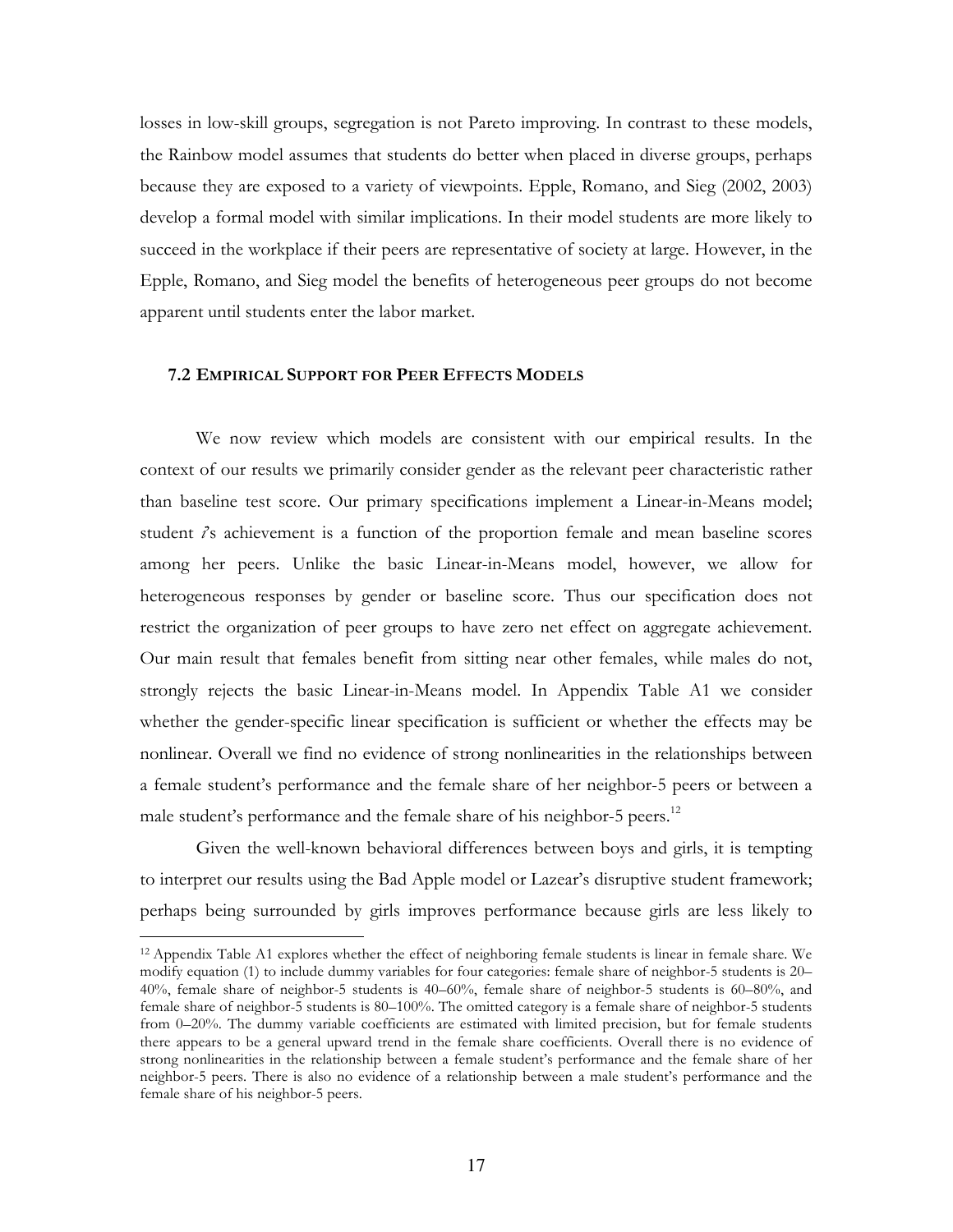losses in low-skill groups, segregation is not Pareto improving. In contrast to these models, the Rainbow model assumes that students do better when placed in diverse groups, perhaps because they are exposed to a variety of viewpoints. Epple, Romano, and Sieg (2002, 2003) develop a formal model with similar implications. In their model students are more likely to succeed in the workplace if their peers are representative of society at large. However, in the Epple, Romano, and Sieg model the benefits of heterogeneous peer groups do not become apparent until students enter the labor market.

### 7.2 EMPIRICAL SUPPORT FOR PEER EFFECTS MODELS

We now review which models are consistent with our empirical results. In the context of our results we primarily consider gender as the relevant peer characteristic rather than baseline test score. Our primary specifications implement a Linear-in-Means model; student *i*'s achievement is a function of the proportion female and mean baseline scores among her peers. Unlike the basic Linear-in-Means model, however, we allow for heterogeneous responses by gender or baseline score. Thus our specification does not restrict the organization of peer groups to have zero net effect on aggregate achievement. Our main result that females benefit from sitting near other females, while males do not, strongly rejects the basic Linear-in-Means model. In Appendix Table A1 we consider whether the gender-specific linear specification is sufficient or whether the effects may be nonlinear. Overall we find no evidence of strong nonlinearities in the relationships between a female student's performance and the female share of her neighbor-5 peers or between a male student's performance and the female share of his neighbor-5 peers.[12]

Given the well-known behavioral differences between boys and girls, it is tempting to interpret our results using the Bad Apple model or Lazear's disruptive student framework; perhaps being surrounded by girls improves performance because girls are less likely to

[12] Appendix Table A1 explores whether the effect of neighboring female students is linear in female share. We modify equation (1) to include dummy variables for four categories: female share of neighbor-5 students is 20–40%, female share of neighbor-5 students is 40–60%, female share of neighbor-5 students is 60–80%, and female share of neighbor-5 students is 80–100%. The omitted category is a female share of neighbor-5 students from 0–20%. The dummy variable coefficients are estimated with limited precision, but for female students there appears to be a general upward trend in the female share coefficients. Overall there is no evidence of strong nonlinearities in the relationship between a female student's performance and the female share of her neighbor-5 peers. There is also no evidence of a relationship between a male student's performance and the female share of his neighbor-5 peers.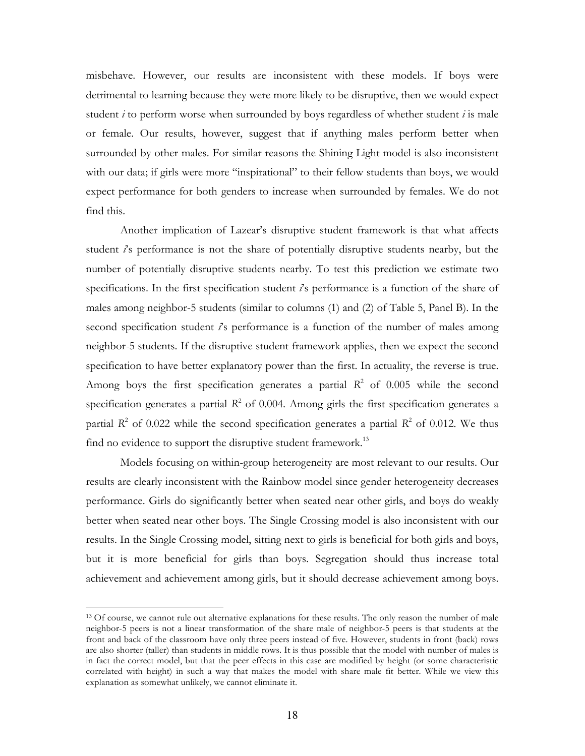misbehave. However, our results are inconsistent with these models. If boys were detrimental to learning because they were more likely to be disruptive, then we would expect student *i* to perform worse when surrounded by boys regardless of whether student *i* is male or female. Our results, however, suggest that if anything males perform better when surrounded by other males. For similar reasons the Shining Light model is also inconsistent with our data; if girls were more "inspirational" to their fellow students than boys, we would expect performance for both genders to increase when surrounded by females. We do not find this.

Another implication of Lazear's disruptive student framework is that what affects student *i*'s performance is not the share of potentially disruptive students nearby, but the number of potentially disruptive students nearby. To test this prediction we estimate two specifications. In the first specification student *i*'s performance is a function of the share of males among neighbor-5 students (similar to columns (1) and (2) of Table 5, Panel B). In the second specification student *i*'s performance is a function of the number of males among neighbor-5 students. If the disruptive student framework applies, then we expect the second specification to have better explanatory power than the first. In actuality, the reverse is true. Among boys the first specification generates a partial $R^2$ of 0.005 while the second specification generates a partial $R^2$ of 0.004. Among girls the first specification generates a partial $R^2$ of 0.022 while the second specification generates a partial $R^2$ of 0.012. We thus find no evidence to support the disruptive student framework.[13]

Models focusing on within-group heterogeneity are most relevant to our results. Our results are clearly inconsistent with the Rainbow model since gender heterogeneity decreases performance. Girls do significantly better when seated near other girls, and boys do weakly better when seated near other boys. The Single Crossing model is also inconsistent with our results. In the Single Crossing model, sitting next to girls is beneficial for both girls and boys, but it is more beneficial for girls than boys. Segregation should thus increase total achievement and achievement among girls, but it should decrease achievement among boys.

---

[13] Of course, we cannot rule out alternative explanations for these results. The only reason the number of male neighbor-5 peers is not a linear transformation of the share male of neighbor-5 peers is that students at the front and back of the classroom have only three peers instead of five. However, students in front (back) rows are also shorter (taller) than students in middle rows. It is thus possible that the model with number of males is in fact the correct model, but that the peer effects in this case are modified by height (or some characteristic correlated with height) in such a way that makes the model with share male fit better. While we view this explanation as somewhat unlikely, we cannot eliminate it.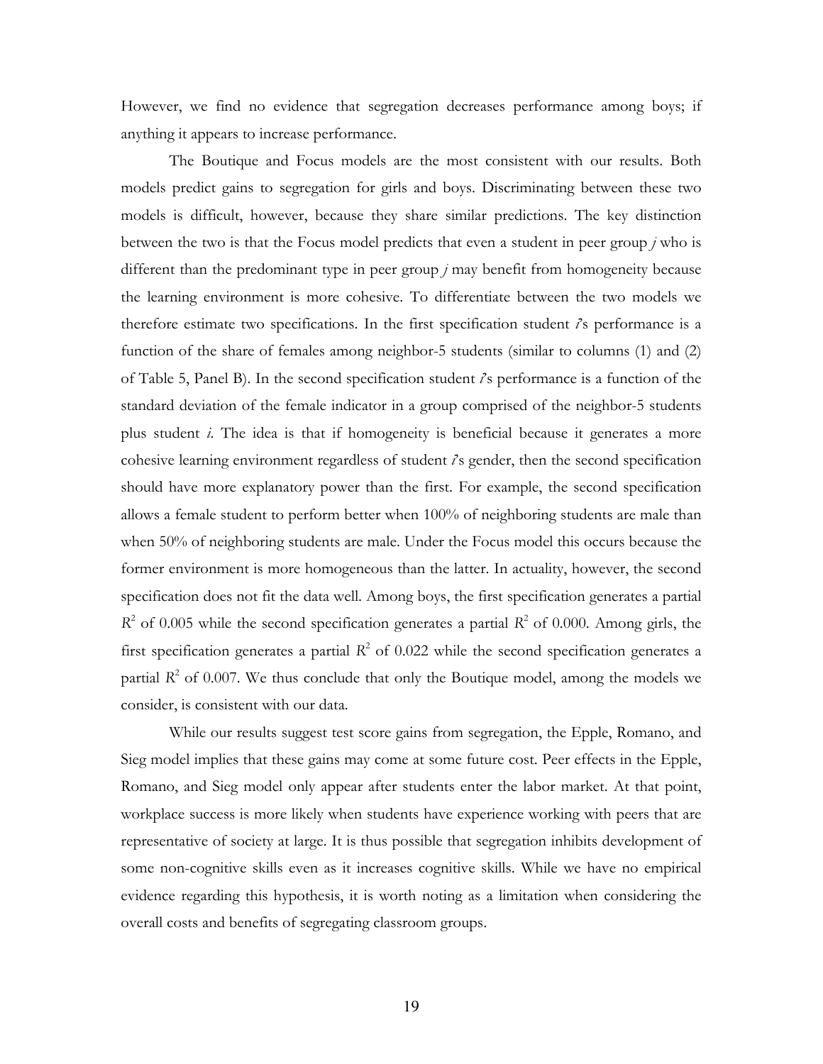However, we find no evidence that segregation decreases performance among boys; if anything it appears to increase performance.

The Boutique and Focus models are the most consistent with our results. Both models predict gains to segregation for girls and boys. Discriminating between these two models is difficult, however, because they share similar predictions. The key distinction between the two is that the Focus model predicts that even a student in peer group *j* who is different than the predominant type in peer group *j* may benefit from homogeneity because the learning environment is more cohesive. To differentiate between the two models we therefore estimate two specifications. In the first specification student *i*'s performance is a function of the share of females among neighbor-5 students (similar to columns (1) and (2) of Table 5, Panel B). In the second specification student *i*'s performance is a function of the standard deviation of the female indicator in a group comprised of the neighbor-5 students plus student *i*. The idea is that if homogeneity is beneficial because it generates a more cohesive learning environment regardless of student *i*'s gender, then the second specification should have more explanatory power than the first. For example, the second specification allows a female student to perform better when 100% of neighboring students are male than when 50% of neighboring students are male. Under the Focus model this occurs because the former environment is more homogeneous than the latter. In actuality, however, the second specification does not fit the data well. Among boys, the first specification generates a partial $R^2$ of 0.005 while the second specification generates a partial $R^2$ of 0.000. Among girls, the first specification generates a partial $R^2$ of 0.022 while the second specification generates a partial $R^2$ of 0.007. We thus conclude that only the Boutique model, among the models we consider, is consistent with our data.

While our results suggest test score gains from segregation, the Epple, Romano, and Sieg model implies that these gains may come at some future cost. Peer effects in the Epple, Romano, and Sieg model only appear after students enter the labor market. At that point, workplace success is more likely when students have experience working with peers that are representative of society at large. It is thus possible that segregation inhibits development of some non-cognitive skills even as it increases cognitive skills. While we have no empirical evidence regarding this hypothesis, it is worth noting as a limitation when considering the overall costs and benefits of segregating classroom groups.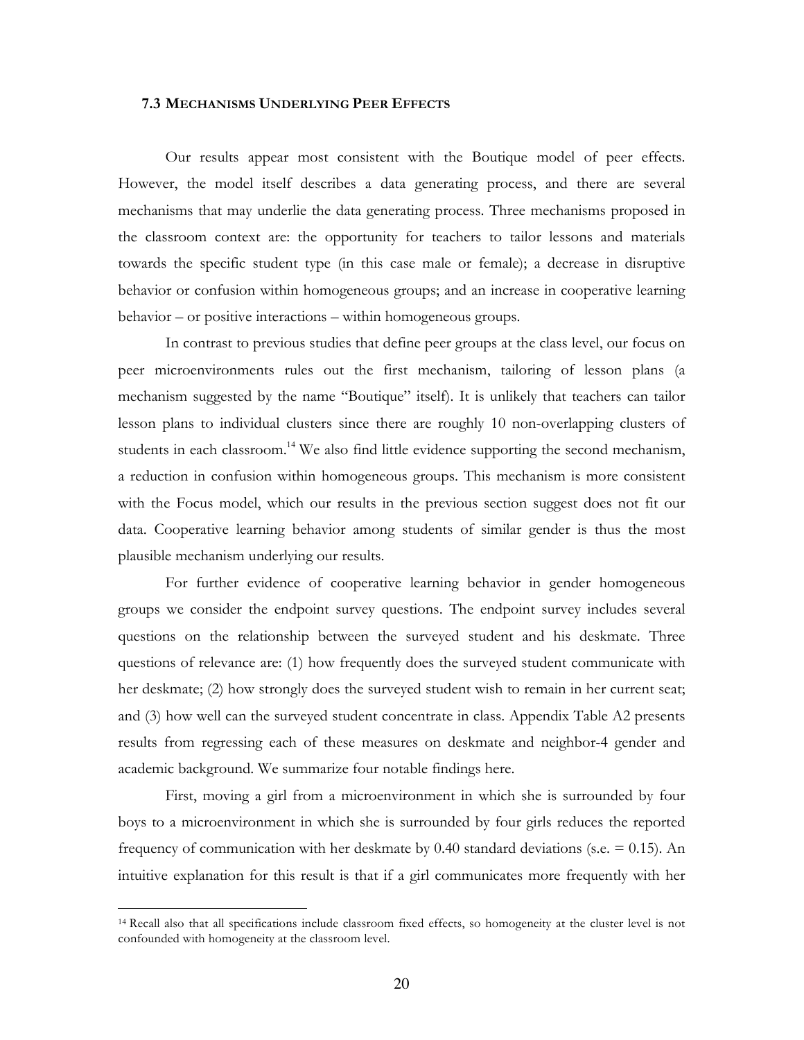### 7.3 Mechanisms Underlying Peer Effects

Our results appear most consistent with the Boutique model of peer effects. However, the model itself describes a data generating process, and there are several mechanisms that may underlie the data generating process. Three mechanisms proposed in the classroom context are: the opportunity for teachers to tailor lessons and materials towards the specific student type (in this case male or female); a decrease in disruptive behavior or confusion within homogeneous groups; and an increase in cooperative learning behavior – or positive interactions – within homogeneous groups.

In contrast to previous studies that define peer groups at the class level, our focus on peer microenvironments rules out the first mechanism, tailoring of lesson plans (a mechanism suggested by the name "Boutique" itself). It is unlikely that teachers can tailor lesson plans to individual clusters since there are roughly 10 non-overlapping clusters of students in each classroom.[14] We also find little evidence supporting the second mechanism, a reduction in confusion within homogeneous groups. This mechanism is more consistent with the Focus model, which our results in the previous section suggest does not fit our data. Cooperative learning behavior among students of similar gender is thus the most plausible mechanism underlying our results.

For further evidence of cooperative learning behavior in gender homogeneous groups we consider the endpoint survey questions. The endpoint survey includes several questions on the relationship between the surveyed student and his deskmate. Three questions of relevance are: (1) how frequently does the surveyed student communicate with her deskmate; (2) how strongly does the surveyed student wish to remain in her current seat; and (3) how well can the surveyed student concentrate in class. Appendix Table A2 presents results from regressing each of these measures on deskmate and neighbor-4 gender and academic background. We summarize four notable findings here.

First, moving a girl from a microenvironment in which she is surrounded by four boys to a microenvironment in which she is surrounded by four girls reduces the reported frequency of communication with her deskmate by 0.40 standard deviations (s.e. = 0.15). An intuitive explanation for this result is that if a girl communicates more frequently with her

[14] Recall also that all specifications include classroom fixed effects, so homogeneity at the cluster level is not confounded with homogeneity at the classroom level.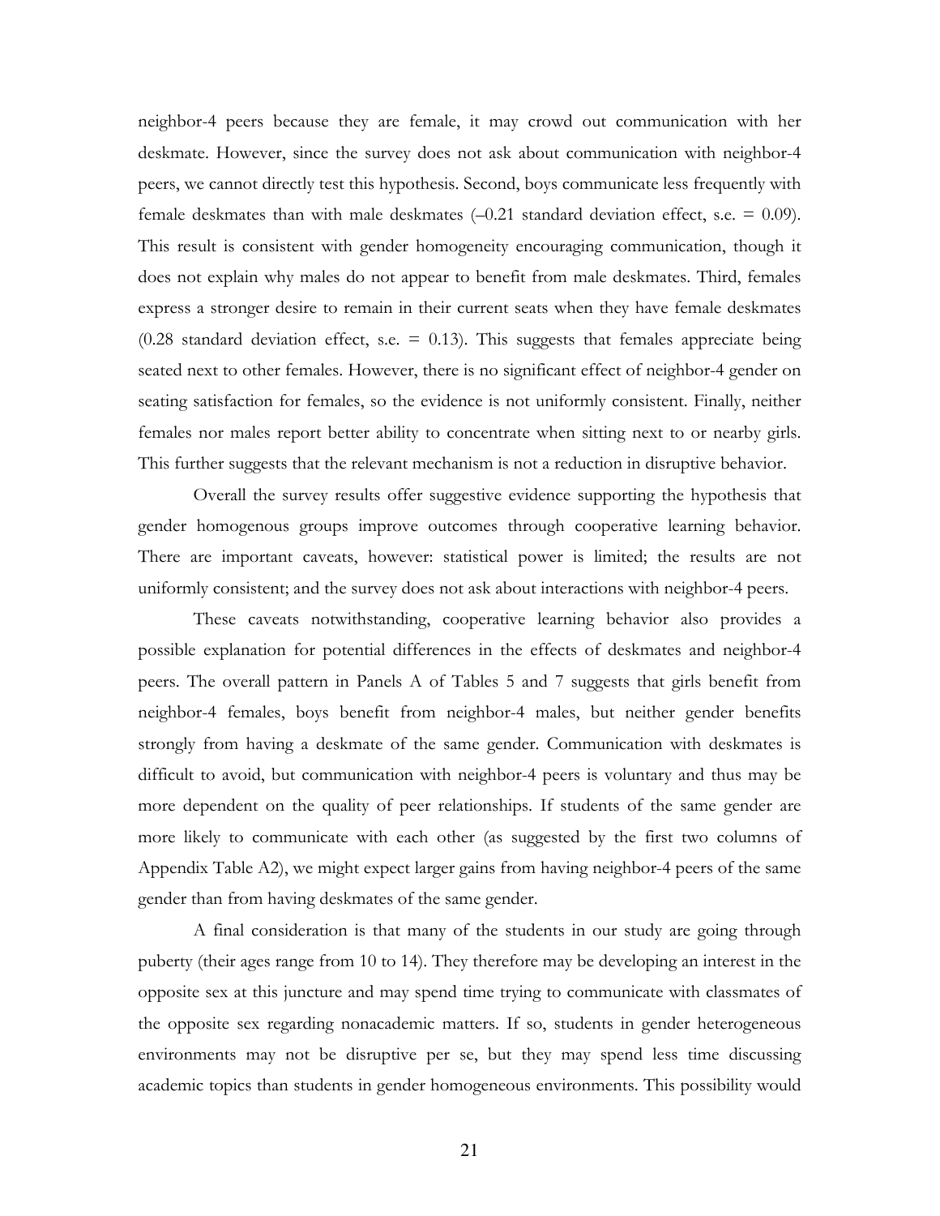neighbor-4 peers because they are female, it may crowd out communication with her deskmate. However, since the survey does not ask about communication with neighbor-4 peers, we cannot directly test this hypothesis. Second, boys communicate less frequently with female deskmates than with male deskmates (–0.21 standard deviation effect, s.e. = 0.09). This result is consistent with gender homogeneity encouraging communication, though it does not explain why males do not appear to benefit from male deskmates. Third, females express a stronger desire to remain in their current seats when they have female deskmates (0.28 standard deviation effect, s.e. = 0.13). This suggests that females appreciate being seated next to other females. However, there is no significant effect of neighbor-4 gender on seating satisfaction for females, so the evidence is not uniformly consistent. Finally, neither females nor males report better ability to concentrate when sitting next to or nearby girls. This further suggests that the relevant mechanism is not a reduction in disruptive behavior.

Overall the survey results offer suggestive evidence supporting the hypothesis that gender homogenous groups improve outcomes through cooperative learning behavior. There are important caveats, however: statistical power is limited; the results are not uniformly consistent; and the survey does not ask about interactions with neighbor-4 peers.

These caveats notwithstanding, cooperative learning behavior also provides a possible explanation for potential differences in the effects of deskmates and neighbor-4 peers. The overall pattern in Panels A of Tables 5 and 7 suggests that girls benefit from neighbor-4 females, boys benefit from neighbor-4 males, but neither gender benefits strongly from having a deskmate of the same gender. Communication with deskmates is difficult to avoid, but communication with neighbor-4 peers is voluntary and thus may be more dependent on the quality of peer relationships. If students of the same gender are more likely to communicate with each other (as suggested by the first two columns of Appendix Table A2), we might expect larger gains from having neighbor-4 peers of the same gender than from having deskmates of the same gender.

A final consideration is that many of the students in our study are going through puberty (their ages range from 10 to 14). They therefore may be developing an interest in the opposite sex at this juncture and may spend time trying to communicate with classmates of the opposite sex regarding nonacademic matters. If so, students in gender heterogeneous environments may not be disruptive per se, but they may spend less time discussing academic topics than students in gender homogeneous environments. This possibility would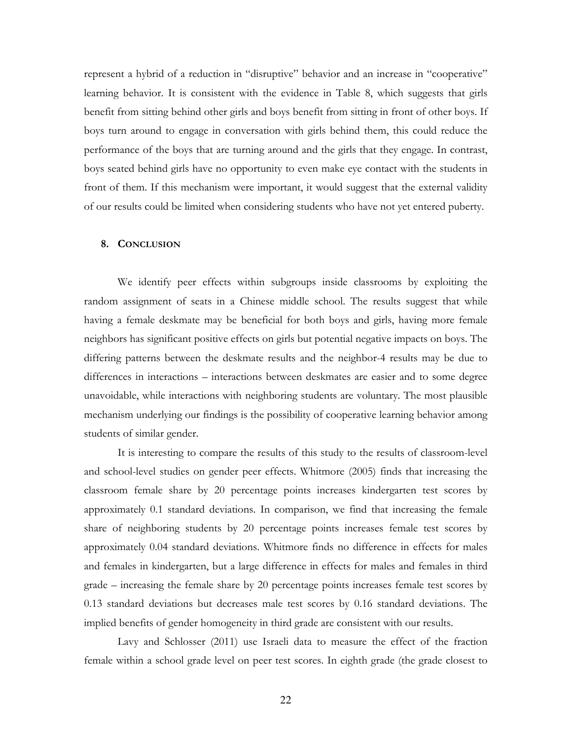represent a hybrid of a reduction in "disruptive" behavior and an increase in "cooperative" learning behavior. It is consistent with the evidence in Table 8, which suggests that girls benefit from sitting behind other girls and boys benefit from sitting in front of other boys. If boys turn around to engage in conversation with girls behind them, this could reduce the performance of the boys that are turning around and the girls that they engage. In contrast, boys seated behind girls have no opportunity to even make eye contact with the students in front of them. If this mechanism were important, it would suggest that the external validity of our results could be limited when considering students who have not yet entered puberty.

## 8. CONCLUSION

We identify peer effects within subgroups inside classrooms by exploiting the random assignment of seats in a Chinese middle school. The results suggest that while having a female deskmate may be beneficial for both boys and girls, having more female neighbors has significant positive effects on girls but potential negative impacts on boys. The differing patterns between the deskmate results and the neighbor-4 results may be due to differences in interactions – interactions between deskmates are easier and to some degree unavoidable, while interactions with neighboring students are voluntary. The most plausible mechanism underlying our findings is the possibility of cooperative learning behavior among students of similar gender.

It is interesting to compare the results of this study to the results of classroom-level and school-level studies on gender peer effects. Whitmore (2005) finds that increasing the classroom female share by 20 percentage points increases kindergarten test scores by approximately 0.1 standard deviations. In comparison, we find that increasing the female share of neighboring students by 20 percentage points increases female test scores by approximately 0.04 standard deviations. Whitmore finds no difference in effects for males and females in kindergarten, but a large difference in effects for males and females in third grade – increasing the female share by 20 percentage points increases female test scores by 0.13 standard deviations but decreases male test scores by 0.16 standard deviations. The implied benefits of gender homogeneity in third grade are consistent with our results.

Lavy and Schlosser (2011) use Israeli data to measure the effect of the fraction female within a school grade level on peer test scores. In eighth grade (the grade closest to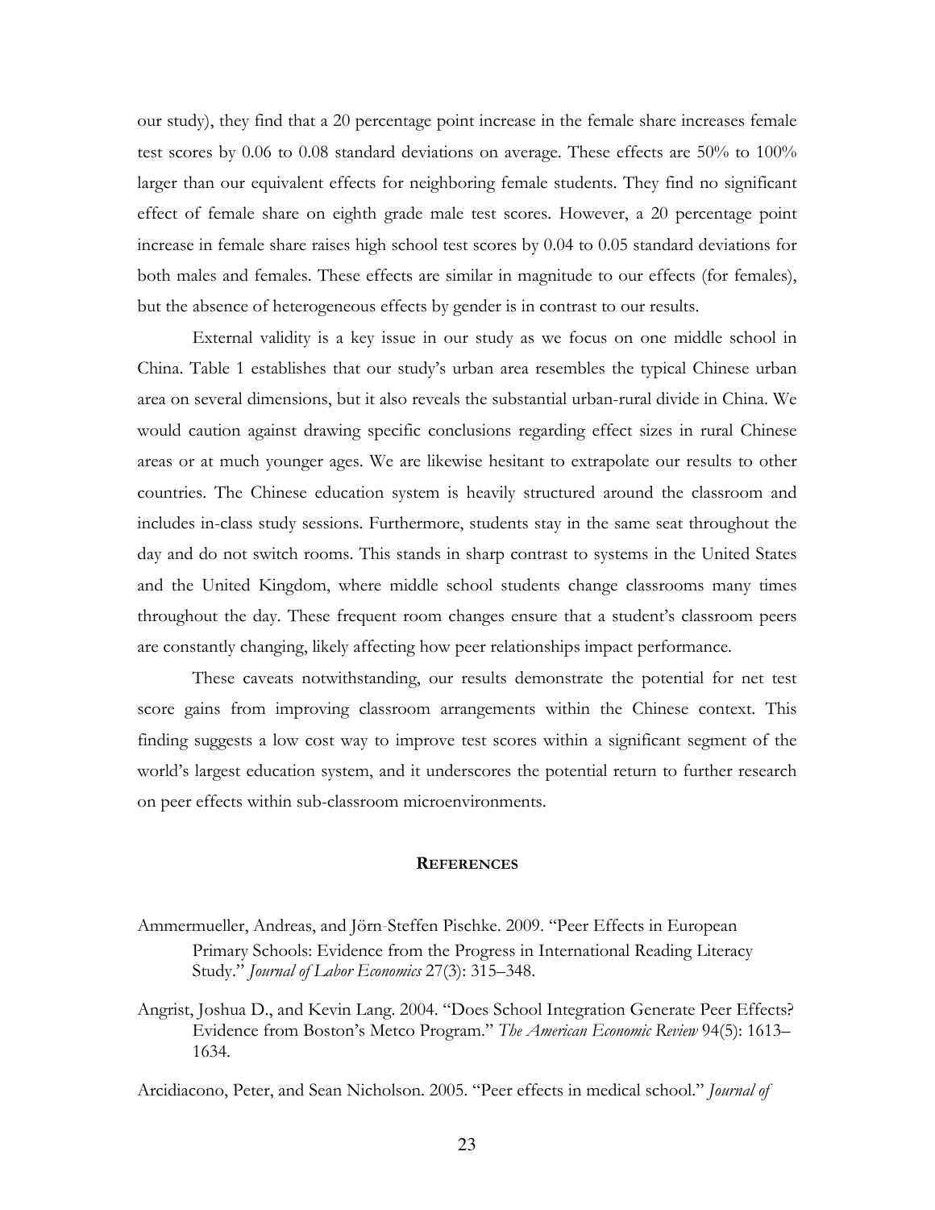our study), they find that a 20 percentage point increase in the female share increases female test scores by 0.06 to 0.08 standard deviations on average. These effects are 50% to 100% larger than our equivalent effects for neighboring female students. They find no significant effect of female share on eighth grade male test scores. However, a 20 percentage point increase in female share raises high school test scores by 0.04 to 0.05 standard deviations for both males and females. These effects are similar in magnitude to our effects (for females), but the absence of heterogeneous effects by gender is in contrast to our results.

External validity is a key issue in our study as we focus on one middle school in China. Table 1 establishes that our study's urban area resembles the typical Chinese urban area on several dimensions, but it also reveals the substantial urban-rural divide in China. We would caution against drawing specific conclusions regarding effect sizes in rural Chinese areas or at much younger ages. We are likewise hesitant to extrapolate our results to other countries. The Chinese education system is heavily structured around the classroom and includes in-class study sessions. Furthermore, students stay in the same seat throughout the day and do not switch rooms. This stands in sharp contrast to systems in the United States and the United Kingdom, where middle school students change classrooms many times throughout the day. These frequent room changes ensure that a student's classroom peers are constantly changing, likely affecting how peer relationships impact performance.

These caveats notwithstanding, our results demonstrate the potential for net test score gains from improving classroom arrangements within the Chinese context. This finding suggests a low cost way to improve test scores within a significant segment of the world's largest education system, and it underscores the potential return to further research on peer effects within sub-classroom microenvironments.

## References

Ammermueller, Andreas, and Jörn-Steffen Pischke. 2009. "Peer Effects in European Primary Schools: Evidence from the Progress in International Reading Literacy Study." *Journal of Labor Economics* 27(3): 315–348.

Angrist, Joshua D., and Kevin Lang. 2004. "Does School Integration Generate Peer Effects? Evidence from Boston's Metco Program." *The American Economic Review* 94(5): 1613–1634.

Arcidiacono, Peter, and Sean Nicholson. 2005. "Peer effects in medical school." *Journal of*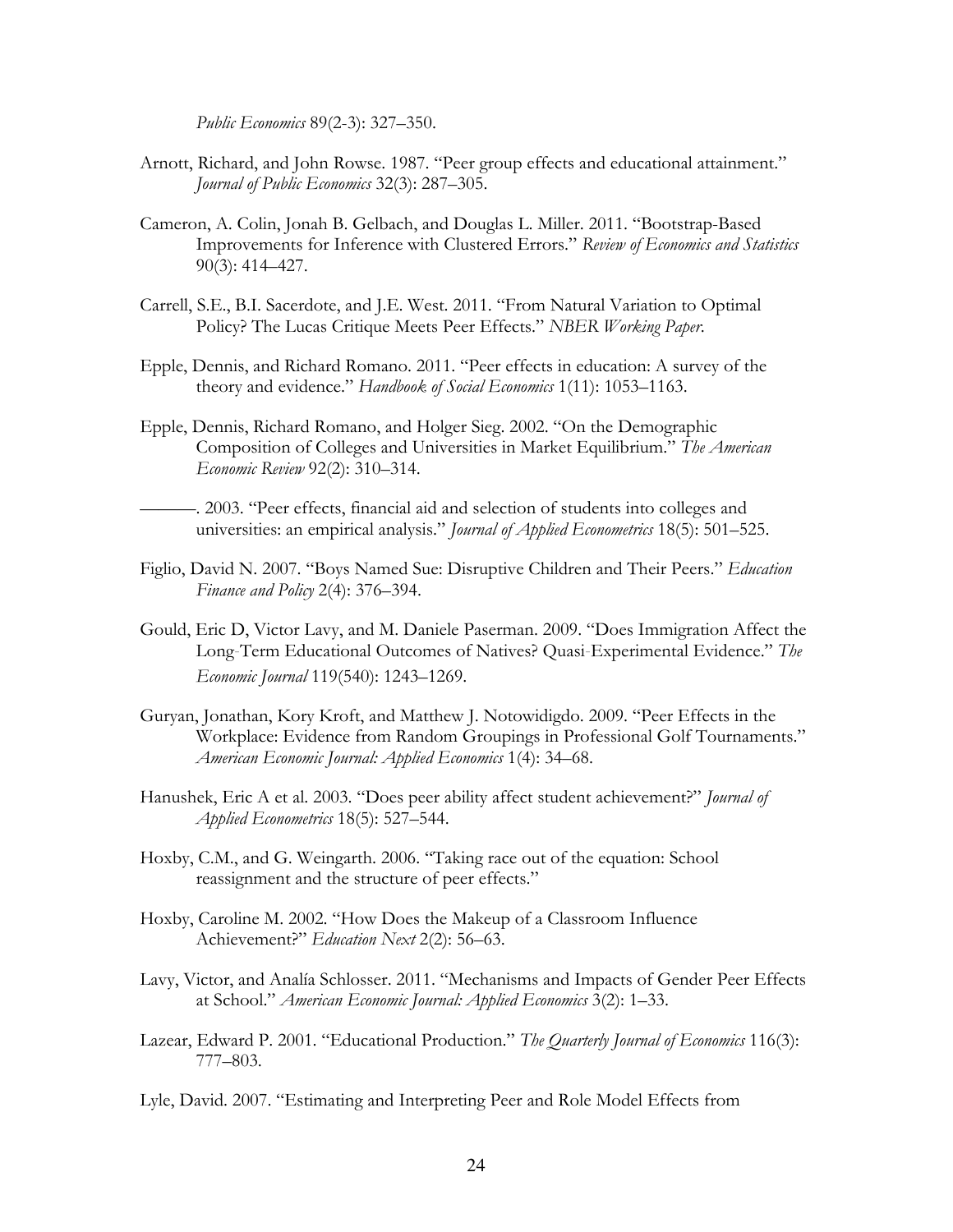*Public Economics* 89(2-3): 327–350.

Arnott, Richard, and John Rowse. 1987. "Peer group effects and educational attainment." *Journal of Public Economics* 32(3): 287–305.

Cameron, A. Colin, Jonah B. Gelbach, and Douglas L. Miller. 2011. "Bootstrap-Based Improvements for Inference with Clustered Errors." *Review of Economics and Statistics* 90(3): 414–427.

Carrell, S.E., B.I. Sacerdote, and J.E. West. 2011. "From Natural Variation to Optimal Policy? The Lucas Critique Meets Peer Effects." *NBER Working Paper*.

Epple, Dennis, and Richard Romano. 2011. "Peer effects in education: A survey of the theory and evidence." *Handbook of Social Economics* 1(11): 1053–1163.

Epple, Dennis, Richard Romano, and Holger Sieg. 2002. "On the Demographic Composition of Colleges and Universities in Market Equilibrium." *The American Economic Review* 92(2): 310–314.

———. 2003. "Peer effects, financial aid and selection of students into colleges and universities: an empirical analysis." *Journal of Applied Econometrics* 18(5): 501–525.

Figlio, David N. 2007. "Boys Named Sue: Disruptive Children and Their Peers." *Education Finance and Policy* 2(4): 376–394.

Gould, Eric D, Victor Lavy, and M. Daniele Paserman. 2009. "Does Immigration Affect the Long-Term Educational Outcomes of Natives? Quasi-Experimental Evidence." *The Economic Journal* 119(540): 1243–1269.

Guryan, Jonathan, Kory Kroft, and Matthew J. Notowidigdo. 2009. "Peer Effects in the Workplace: Evidence from Random Groupings in Professional Golf Tournaments." *American Economic Journal: Applied Economics* 1(4): 34–68.

Hanushek, Eric A et al. 2003. "Does peer ability affect student achievement?" *Journal of Applied Econometrics* 18(5): 527–544.

Hoxby, C.M., and G. Weingarth. 2006. "Taking race out of the equation: School reassignment and the structure of peer effects."

Hoxby, Caroline M. 2002. "How Does the Makeup of a Classroom Influence Achievement?" *Education Next* 2(2): 56–63.

Lavy, Victor, and Analía Schlosser. 2011. "Mechanisms and Impacts of Gender Peer Effects at School." *American Economic Journal: Applied Economics* 3(2): 1–33.

Lazear, Edward P. 2001. "Educational Production." *The Quarterly Journal of Economics* 116(3): 777–803.

Lyle, David. 2007. "Estimating and Interpreting Peer and Role Model Effects from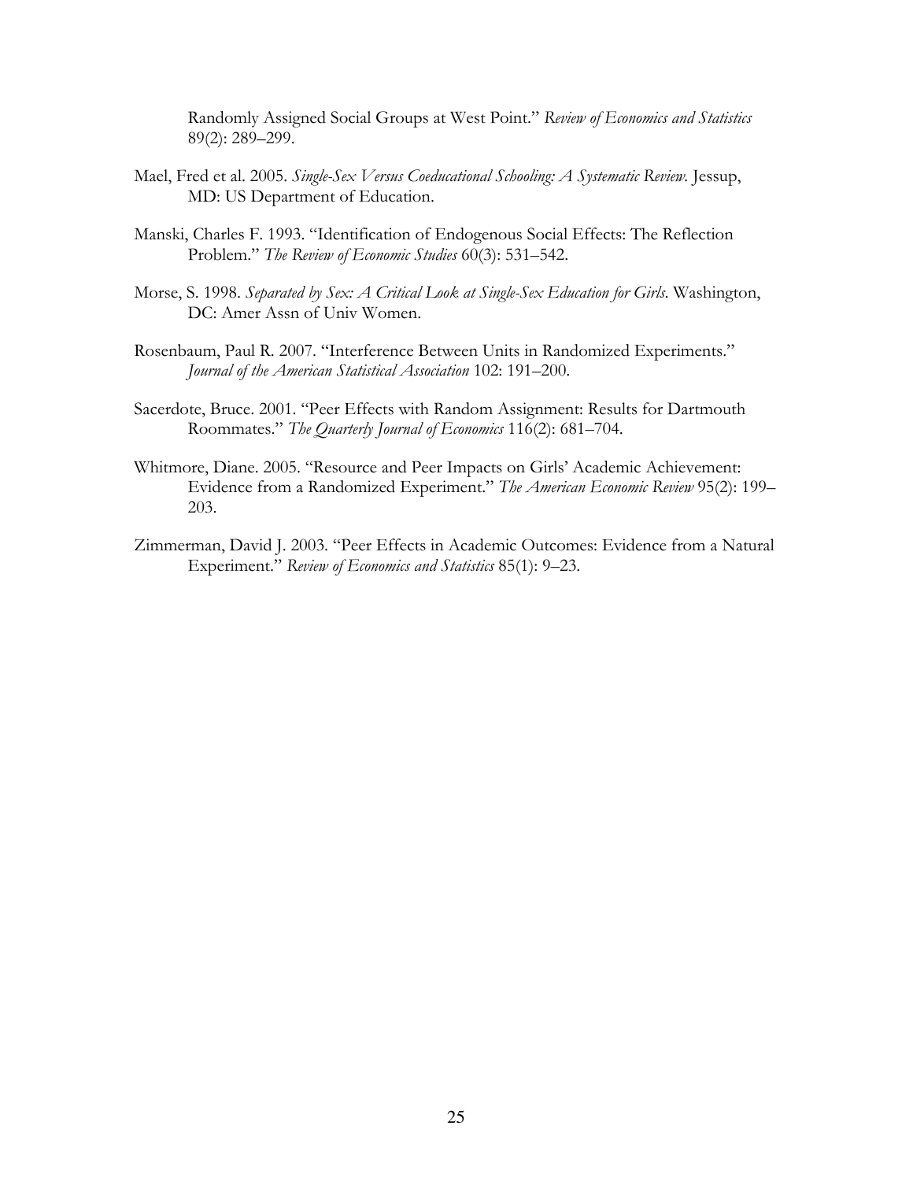Randomly Assigned Social Groups at West Point." *Review of Economics and Statistics* 89(2): 289–299.

Mael, Fred et al. 2005. *Single-Sex Versus Coeducational Schooling: A Systematic Review*. Jessup, MD: US Department of Education.

Manski, Charles F. 1993. "Identification of Endogenous Social Effects: The Reflection Problem." *The Review of Economic Studies* 60(3): 531–542.

Morse, S. 1998. *Separated by Sex: A Critical Look at Single-Sex Education for Girls*. Washington, DC: Amer Assn of Univ Women.

Rosenbaum, Paul R. 2007. "Interference Between Units in Randomized Experiments." *Journal of the American Statistical Association* 102: 191–200.

Sacerdote, Bruce. 2001. "Peer Effects with Random Assignment: Results for Dartmouth Roommates." *The Quarterly Journal of Economics* 116(2): 681–704.

Whitmore, Diane. 2005. "Resource and Peer Impacts on Girls' Academic Achievement: Evidence from a Randomized Experiment." *The American Economic Review* 95(2): 199–203.

Zimmerman, David J. 2003. "Peer Effects in Academic Outcomes: Evidence from a Natural Experiment." *Review of Economics and Statistics* 85(1): 9–23.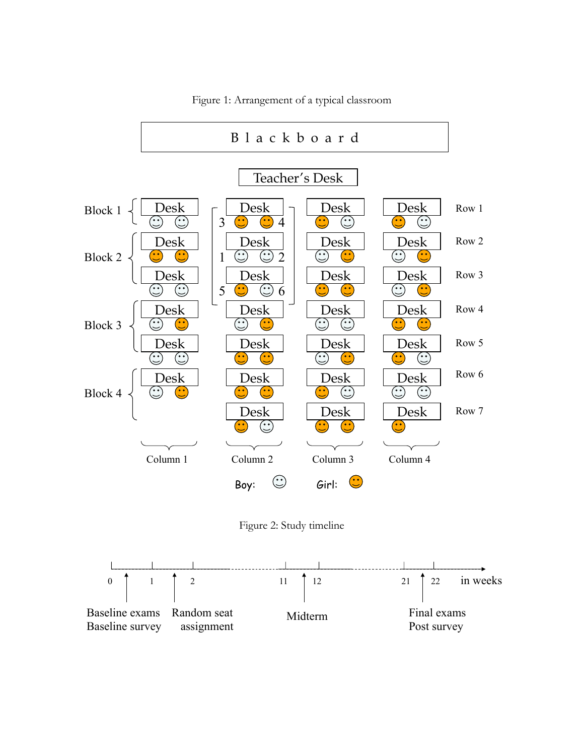Figure 1: Arrangement of a typical classroom

| | Column 1 | Column 2 | Column 3 | Column 4 | |
|---|---|---|---|---|---|
| Block 1 | Desk: Boy, Boy | Desk: 3 Girl, Girl 4 | Desk: Girl, Boy | Desk: Girl, Boy | Row 1 |
| Block 2 | Desk: Girl, Girl | Desk: 1 Boy, Boy 2 | Desk: Boy, Girl | Desk: Boy, Girl | Row 2 |
| | Desk: Boy, Boy | Desk: 5 Girl, Boy 6 | Desk: Girl, Girl | Desk: Boy, Girl | Row 3 |
| Block 3 | Desk: Boy, Girl | Desk: Boy, Girl | Desk: Boy, Boy | Desk: Girl, Girl | Row 4 |
| | Desk: Boy, Boy | Desk: Girl, Girl | Desk: Boy, Girl | Desk: Girl, Boy | Row 5 |
| Block 4 | Desk: Boy, Girl | Desk: Girl, Girl | Desk: Girl, Boy | Desk: Boy, Boy | Row 6 |
| | | Desk: Girl, Boy | Desk: Girl, Girl | Desk: Girl | Row 7 |

Blackboard; Teacher's Desk (front of classroom)

Boy: ☺ Girl: ☺ (orange)

Figure 2: Study timeline

| Week | Event |
|---|---|
| 0–1 | Baseline exams, Baseline survey |
| 1–2 | Random seat assignment |
| 11–12 | Midterm |
| 21–22 | Final exams, Post survey |

(in weeks)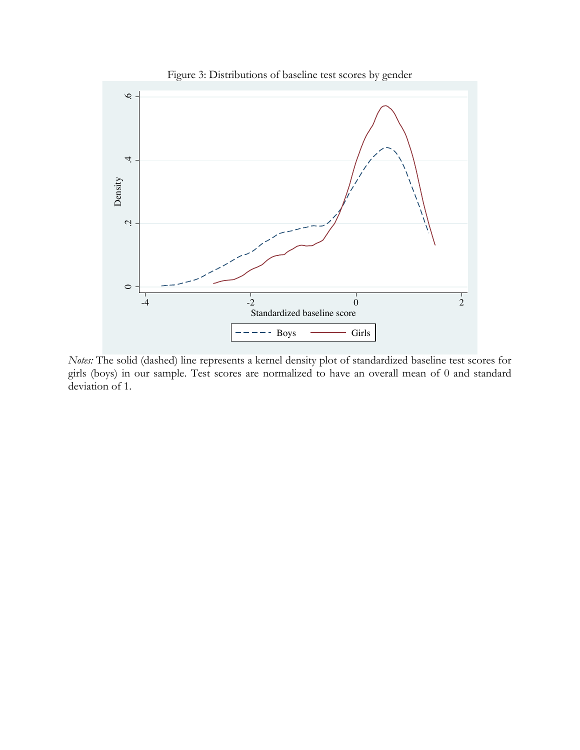Figure 3: Distributions of baseline test scores by gender

*Notes:* The solid (dashed) line represents a kernel density plot of standardized baseline test scores for girls (boys) in our sample. Test scores are normalized to have an overall mean of 0 and standard deviation of 1.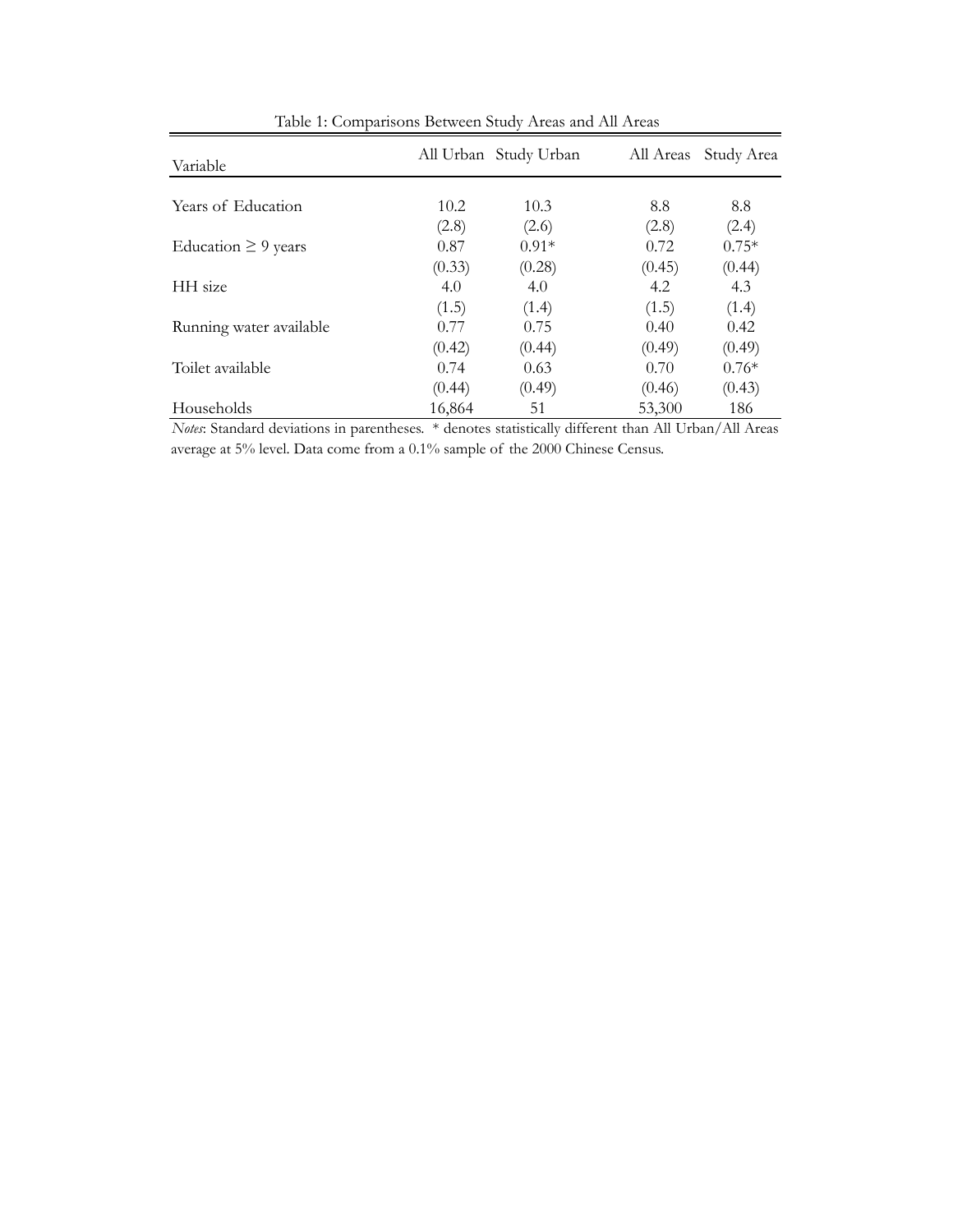Table 1: Comparisons Between Study Areas and All Areas

| Variable | All Urban | Study Urban | All Areas | Study Area |
|---|---|---|---|---|
| Years of Education | 10.2 | 10.3 | 8.8 | 8.8 |
| | (2.8) | (2.6) | (2.8) | (2.4) |
| Education $\geq$ 9 years | 0.87 | 0.91* | 0.72 | 0.75* |
| | (0.33) | (0.28) | (0.45) | (0.44) |
| HH size | 4.0 | 4.0 | 4.2 | 4.3 |
| | (1.5) | (1.4) | (1.5) | (1.4) |
| Running water available | 0.77 | 0.75 | 0.40 | 0.42 |
| | (0.42) | (0.44) | (0.49) | (0.49) |
| Toilet available | 0.74 | 0.63 | 0.70 | 0.76* |
| | (0.44) | (0.49) | (0.46) | (0.43) |
| Households | 16,864 | 51 | 53,300 | 186 |

*Notes*: Standard deviations in parentheses. * denotes statistically different than All Urban/All Areas average at 5% level. Data come from a 0.1% sample of the 2000 Chinese Census.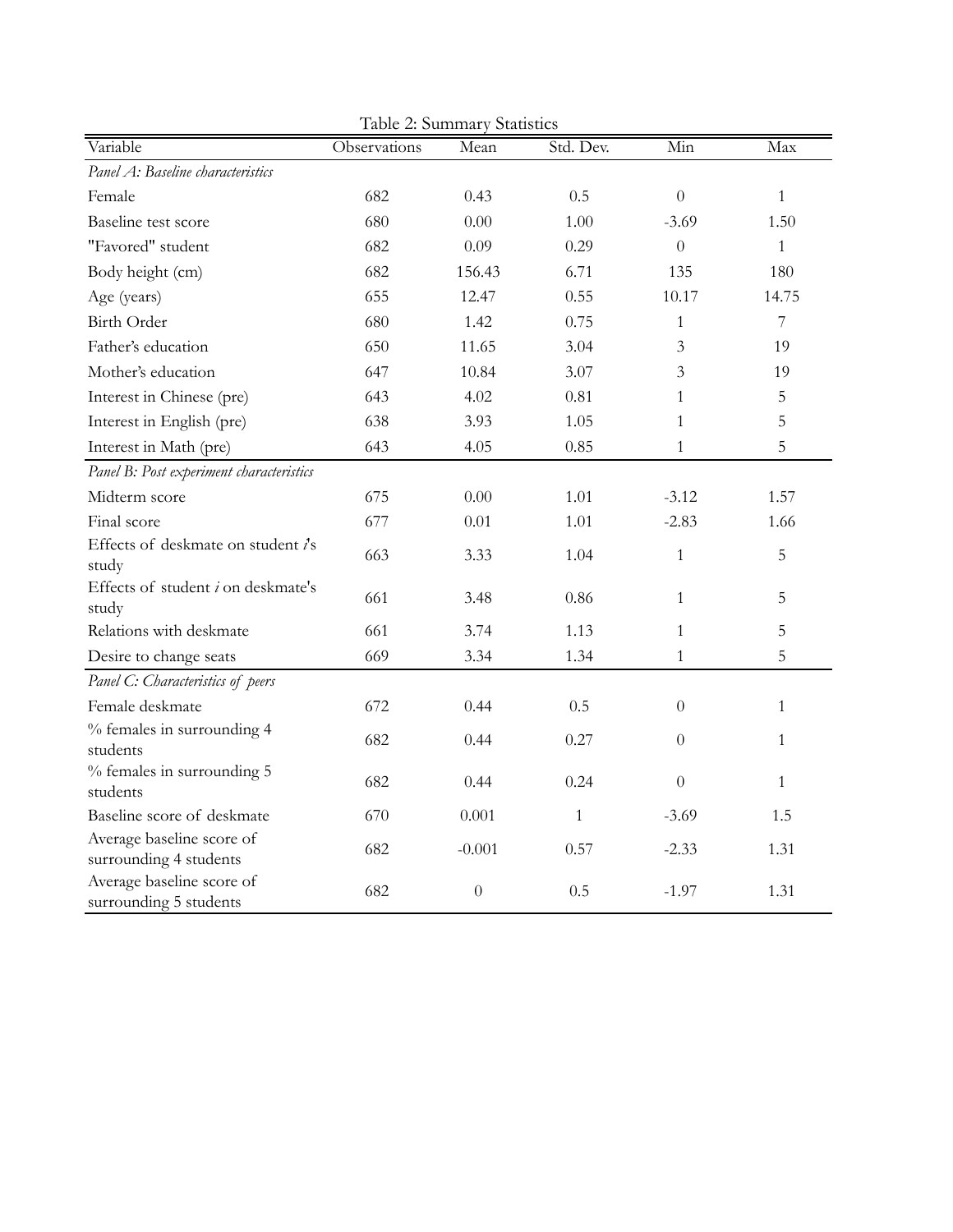Table 2: Summary Statistics

| Variable | Observations | Mean | Std. Dev. | Min | Max |
|---|---|---|---|---|---|
| *Panel A: Baseline characteristics* | | | | | |
| Female | 682 | 0.43 | 0.5 | 0 | 1 |
| Baseline test score | 680 | 0.00 | 1.00 | -3.69 | 1.50 |
| "Favored" student | 682 | 0.09 | 0.29 | 0 | 1 |
| Body height (cm) | 682 | 156.43 | 6.71 | 135 | 180 |
| Age (years) | 655 | 12.47 | 0.55 | 10.17 | 14.75 |
| Birth Order | 680 | 1.42 | 0.75 | 1 | 7 |
| Father's education | 650 | 11.65 | 3.04 | 3 | 19 |
| Mother's education | 647 | 10.84 | 3.07 | 3 | 19 |
| Interest in Chinese (pre) | 643 | 4.02 | 0.81 | 1 | 5 |
| Interest in English (pre) | 638 | 3.93 | 1.05 | 1 | 5 |
| Interest in Math (pre) | 643 | 4.05 | 0.85 | 1 | 5 |
| *Panel B: Post experiment characteristics* | | | | | |
| Midterm score | 675 | 0.00 | 1.01 | -3.12 | 1.57 |
| Final score | 677 | 0.01 | 1.01 | -2.83 | 1.66 |
| Effects of deskmate on student *i*'s study | 663 | 3.33 | 1.04 | 1 | 5 |
| Effects of student *i* on deskmate's study | 661 | 3.48 | 0.86 | 1 | 5 |
| Relations with deskmate | 661 | 3.74 | 1.13 | 1 | 5 |
| Desire to change seats | 669 | 3.34 | 1.34 | 1 | 5 |
| *Panel C: Characteristics of peers* | | | | | |
| Female deskmate | 672 | 0.44 | 0.5 | 0 | 1 |
| % females in surrounding 4 students | 682 | 0.44 | 0.27 | 0 | 1 |
| % females in surrounding 5 students | 682 | 0.44 | 0.24 | 0 | 1 |
| Baseline score of deskmate | 670 | 0.001 | 1 | -3.69 | 1.5 |
| Average baseline score of surrounding 4 students | 682 | -0.001 | 0.57 | -2.33 | 1.31 |
| Average baseline score of surrounding 5 students | 682 | 0 | 0.5 | -1.97 | 1.31 |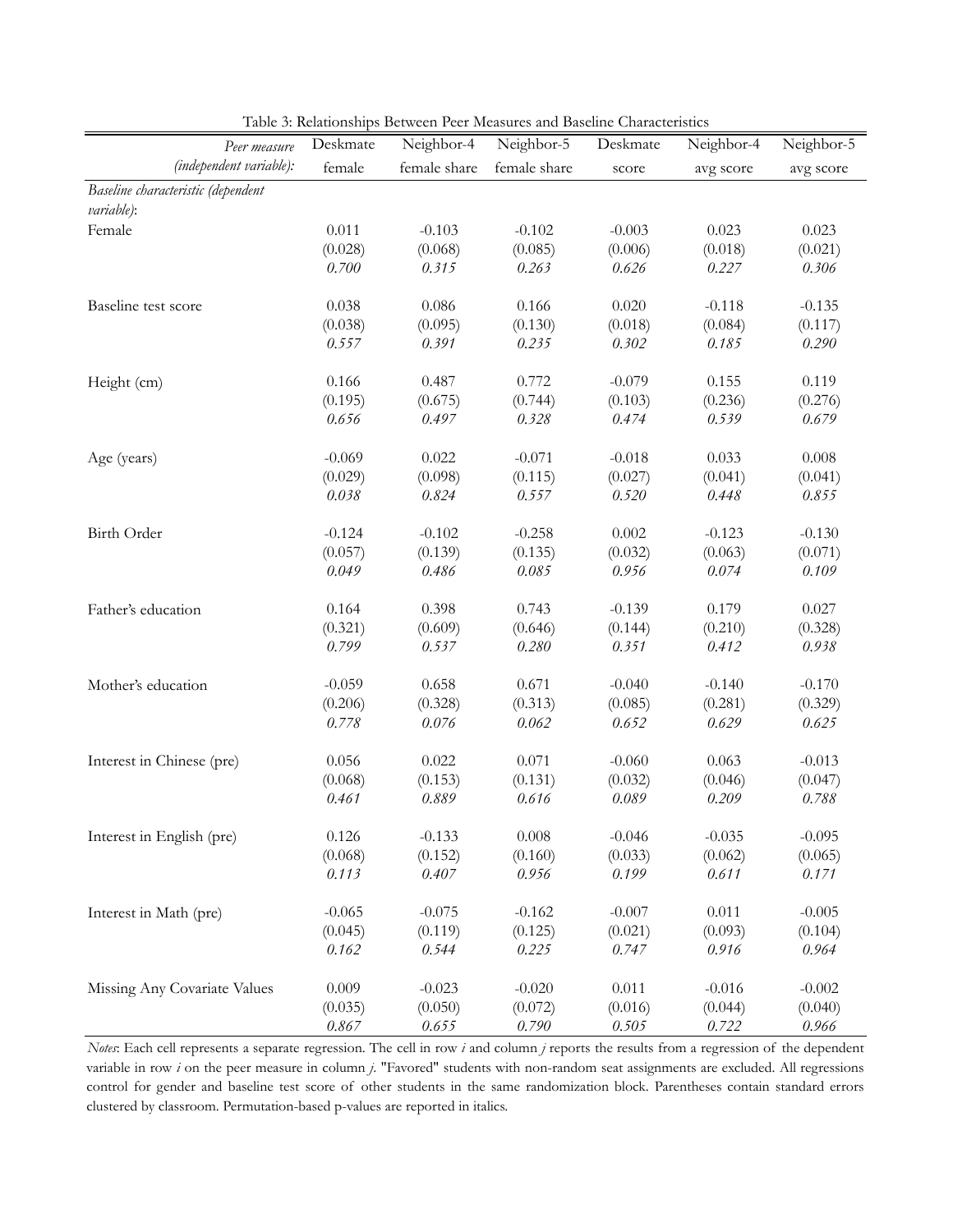Table 3: Relationships Between Peer Measures and Baseline Characteristics

| *Peer measure (independent variable):* | Deskmate female | Neighbor-4 female share | Neighbor-5 female share | Deskmate score | Neighbor-4 avg score | Neighbor-5 avg score |
|---|---|---|---|---|---|---|
| *Baseline characteristic (dependent variable)*: | | | | | | |
| Female | 0.011 | -0.103 | -0.102 | -0.003 | 0.023 | 0.023 |
| | (0.028) | (0.068) | (0.085) | (0.006) | (0.018) | (0.021) |
| | *0.700* | *0.315* | *0.263* | *0.626* | *0.227* | *0.306* |
| Baseline test score | 0.038 | 0.086 | 0.166 | 0.020 | -0.118 | -0.135 |
| | (0.038) | (0.095) | (0.130) | (0.018) | (0.084) | (0.117) |
| | *0.557* | *0.391* | *0.235* | *0.302* | *0.185* | *0.290* |
| Height (cm) | 0.166 | 0.487 | 0.772 | -0.079 | 0.155 | 0.119 |
| | (0.195) | (0.675) | (0.744) | (0.103) | (0.236) | (0.276) |
| | *0.656* | *0.497* | *0.328* | *0.474* | *0.539* | *0.679* |
| Age (years) | -0.069 | 0.022 | -0.071 | -0.018 | 0.033 | 0.008 |
| | (0.029) | (0.098) | (0.115) | (0.027) | (0.041) | (0.041) |
| | *0.038* | *0.824* | *0.557* | *0.520* | *0.448* | *0.855* |
| Birth Order | -0.124 | -0.102 | -0.258 | 0.002 | -0.123 | -0.130 |
| | (0.057) | (0.139) | (0.135) | (0.032) | (0.063) | (0.071) |
| | *0.049* | *0.486* | *0.085* | *0.956* | *0.074* | *0.109* |
| Father's education | 0.164 | 0.398 | 0.743 | -0.139 | 0.179 | 0.027 |
| | (0.321) | (0.609) | (0.646) | (0.144) | (0.210) | (0.328) |
| | *0.799* | *0.537* | *0.280* | *0.351* | *0.412* | *0.938* |
| Mother's education | -0.059 | 0.658 | 0.671 | -0.040 | -0.140 | -0.170 |
| | (0.206) | (0.328) | (0.313) | (0.085) | (0.281) | (0.329) |
| | *0.778* | *0.076* | *0.062* | *0.652* | *0.629* | *0.625* |
| Interest in Chinese (pre) | 0.056 | 0.022 | 0.071 | -0.060 | 0.063 | -0.013 |
| | (0.068) | (0.153) | (0.131) | (0.032) | (0.046) | (0.047) |
| | *0.461* | *0.889* | *0.616* | *0.089* | *0.209* | *0.788* |
| Interest in English (pre) | 0.126 | -0.133 | 0.008 | -0.046 | -0.035 | -0.095 |
| | (0.068) | (0.152) | (0.160) | (0.033) | (0.062) | (0.065) |
| | *0.113* | *0.407* | *0.956* | *0.199* | *0.611* | *0.171* |
| Interest in Math (pre) | -0.065 | -0.075 | -0.162 | -0.007 | 0.011 | -0.005 |
| | (0.045) | (0.119) | (0.125) | (0.021) | (0.093) | (0.104) |
| | *0.162* | *0.544* | *0.225* | *0.747* | *0.916* | *0.964* |
| Missing Any Covariate Values | 0.009 | -0.023 | -0.020 | 0.011 | -0.016 | -0.002 |
| | (0.035) | (0.050) | (0.072) | (0.016) | (0.044) | (0.040) |
| | *0.867* | *0.655* | *0.790* | *0.505* | *0.722* | *0.966* |

*Notes*: Each cell represents a separate regression. The cell in row *i* and column *j* reports the results from a regression of the dependent variable in row *i* on the peer measure in column *j*. "Favored" students with non-random seat assignments are excluded. All regressions control for gender and baseline test score of other students in the same randomization block. Parentheses contain standard errors clustered by classroom. Permutation-based p-values are reported in italics.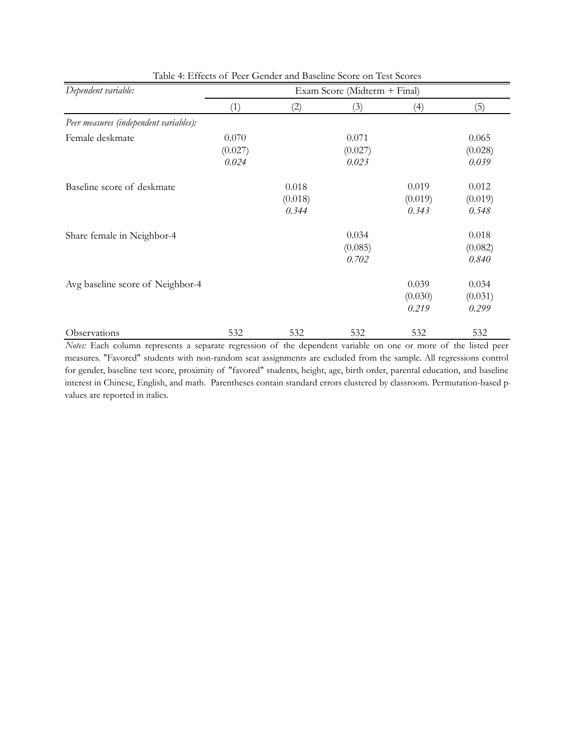Table 4: Effects of Peer Gender and Baseline Score on Test Scores

| *Dependent variable:* | Exam Score (Midterm + Final) | | | | |
|---|---|---|---|---|---|
| | (1) | (2) | (3) | (4) | (5) |
| *Peer measures (independent variables):* | | | | | |
| Female deskmate | 0.070 | | 0.071 | | 0.065 |
| | (0.027) | | (0.027) | | (0.028) |
| | *0.024* | | *0.023* | | *0.039* |
| Baseline score of deskmate | | 0.018 | | 0.019 | 0.012 |
| | | (0.018) | | (0.019) | (0.019) |
| | | *0.344* | | *0.343* | *0.548* |
| Share female in Neighbor-4 | | | 0.034 | | 0.018 |
| | | | (0.085) | | (0.082) |
| | | | *0.702* | | *0.840* |
| Avg baseline score of Neighbor-4 | | | | 0.039 | 0.034 |
| | | | | (0.030) | (0.031) |
| | | | | *0.219* | *0.299* |
| Observations | 532 | 532 | 532 | 532 | 532 |

*Notes:* Each column represents a separate regression of the dependent variable on one or more of the listed peer measures. "Favored" students with non-random seat assignments are excluded from the sample. All regressions control for gender, baseline test score, proximity of "favored" students, height, age, birth order, parental education, and baseline interest in Chinese, English, and math. Parentheses contain standard errors clustered by classroom. Permutation-based p-values are reported in italics.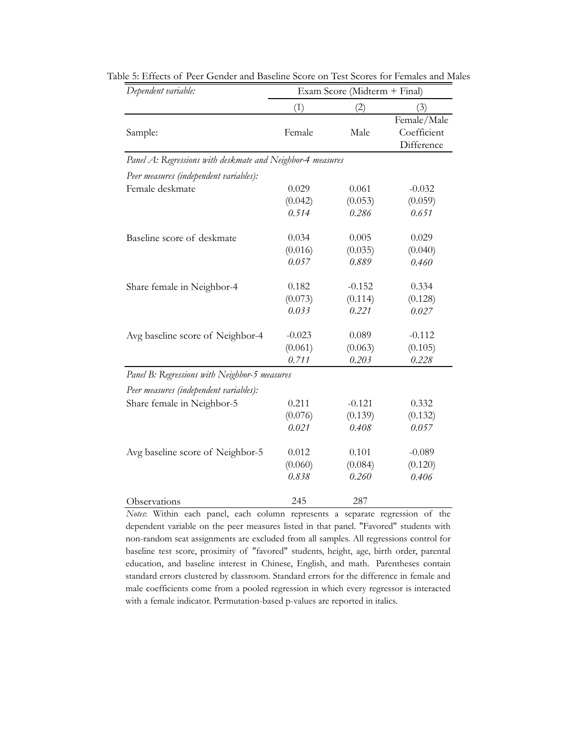Table 5: Effects of Peer Gender and Baseline Score on Test Scores for Females and Males

| *Dependent variable:* | Exam Score (Midterm + Final) | | |
|---|---|---|---|
| | (1) | (2) | (3) |
| Sample: | Female | Male | Female/Male Coefficient Difference |
| *Panel A: Regressions with deskmate and Neighbor-4 measures* | | | |
| *Peer measures (independent variables):* | | | |
| Female deskmate | 0.029 | 0.061 | -0.032 |
| | (0.042) | (0.053) | (0.059) |
| | *0.514* | *0.286* | *0.651* |
| Baseline score of deskmate | 0.034 | 0.005 | 0.029 |
| | (0.016) | (0.035) | (0.040) |
| | *0.057* | *0.889* | *0.460* |
| Share female in Neighbor-4 | 0.182 | -0.152 | 0.334 |
| | (0.073) | (0.114) | (0.128) |
| | *0.033* | *0.221* | *0.027* |
| Avg baseline score of Neighbor-4 | -0.023 | 0.089 | -0.112 |
| | (0.061) | (0.063) | (0.105) |
| | *0.711* | *0.203* | *0.228* |
| *Panel B: Regressions with Neighbor-5 measures* | | | |
| *Peer measures (independent variables):* | | | |
| Share female in Neighbor-5 | 0.211 | -0.121 | 0.332 |
| | (0.076) | (0.139) | (0.132) |
| | *0.021* | *0.408* | *0.057* |
| Avg baseline score of Neighbor-5 | 0.012 | 0.101 | -0.089 |
| | (0.060) | (0.084) | (0.120) |
| | *0.838* | *0.260* | *0.406* |
| Observations | 245 | 287 | |

*Notes*: Within each panel, each column represents a separate regression of the dependent variable on the peer measures listed in that panel. "Favored" students with non-random seat assignments are excluded from all samples. All regressions control for baseline test score, proximity of "favored" students, height, age, birth order, parental education, and baseline interest in Chinese, English, and math. Parentheses contain standard errors clustered by classroom. Standard errors for the difference in female and male coefficients come from a pooled regression in which every regressor is interacted with a female indicator. Permutation-based p-values are reported in italics.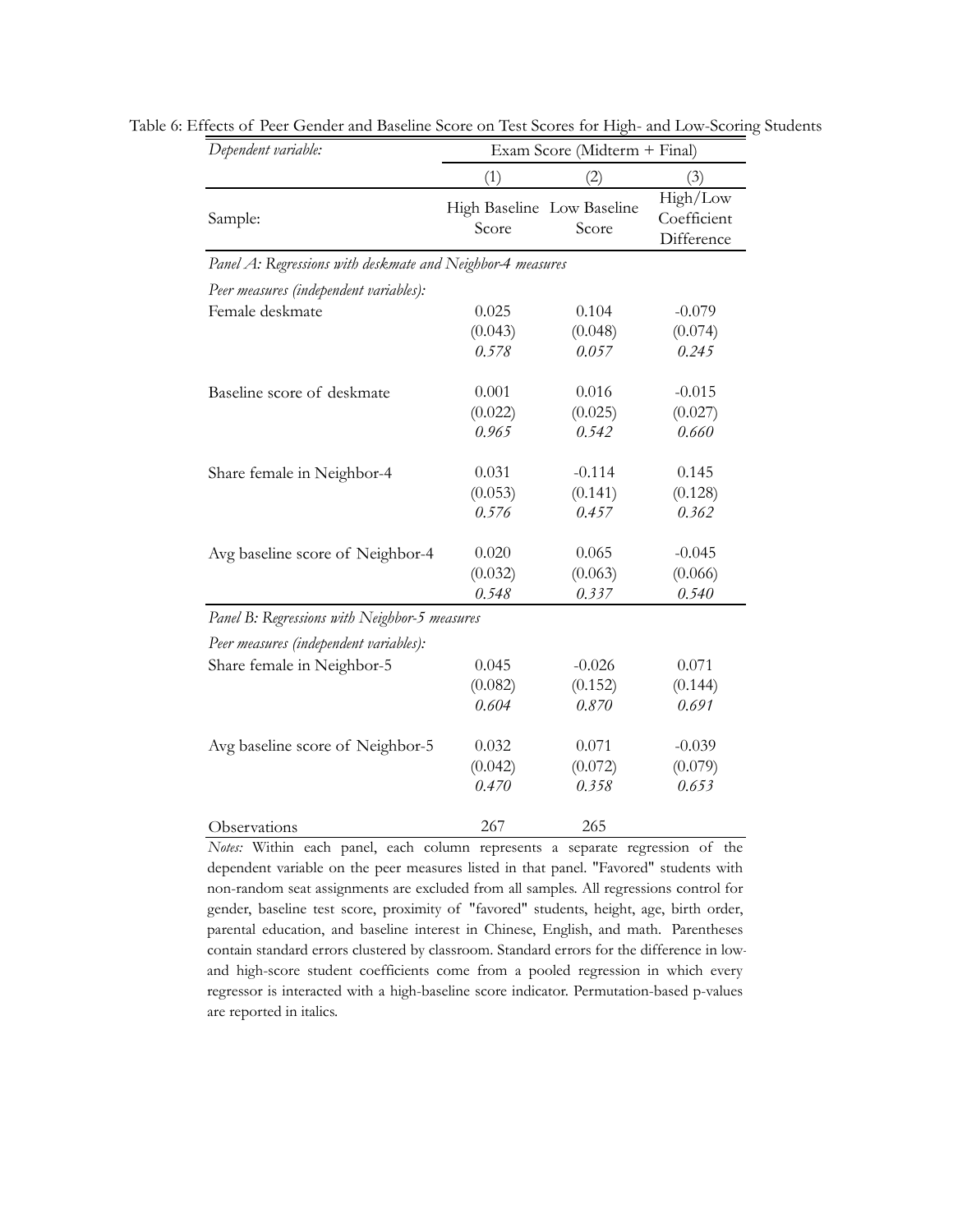Table 6: Effects of Peer Gender and Baseline Score on Test Scores for High- and Low-Scoring Students

| *Dependent variable:* | Exam Score (Midterm + Final) | | |
|---|---|---|---|
| | (1) | (2) | (3) |
| Sample: | High Baseline Score | Low Baseline Score | High/Low Coefficient Difference |
| *Panel A: Regressions with deskmate and Neighbor-4 measures* | | | |
| *Peer measures (independent variables):* | | | |
| Female deskmate | 0.025 | 0.104 | -0.079 |
| | (0.043) | (0.048) | (0.074) |
| | *0.578* | *0.057* | *0.245* |
| Baseline score of deskmate | 0.001 | 0.016 | -0.015 |
| | (0.022) | (0.025) | (0.027) |
| | *0.965* | *0.542* | *0.660* |
| Share female in Neighbor-4 | 0.031 | -0.114 | 0.145 |
| | (0.053) | (0.141) | (0.128) |
| | *0.576* | *0.457* | *0.362* |
| Avg baseline score of Neighbor-4 | 0.020 | 0.065 | -0.045 |
| | (0.032) | (0.063) | (0.066) |
| | *0.548* | *0.337* | *0.540* |
| *Panel B: Regressions with Neighbor-5 measures* | | | |
| *Peer measures (independent variables):* | | | |
| Share female in Neighbor-5 | 0.045 | -0.026 | 0.071 |
| | (0.082) | (0.152) | (0.144) |
| | *0.604* | *0.870* | *0.691* |
| Avg baseline score of Neighbor-5 | 0.032 | 0.071 | -0.039 |
| | (0.042) | (0.072) | (0.079) |
| | *0.470* | *0.358* | *0.653* |
| Observations | 267 | 265 | |

*Notes:* Within each panel, each column represents a separate regression of the dependent variable on the peer measures listed in that panel. "Favored" students with non-random seat assignments are excluded from all samples. All regressions control for gender, baseline test score, proximity of "favored" students, height, age, birth order, parental education, and baseline interest in Chinese, English, and math. Parentheses contain standard errors clustered by classroom. Standard errors for the difference in low- and high-score student coefficients come from a pooled regression in which every regressor is interacted with a high-baseline score indicator. Permutation-based p-values are reported in italics.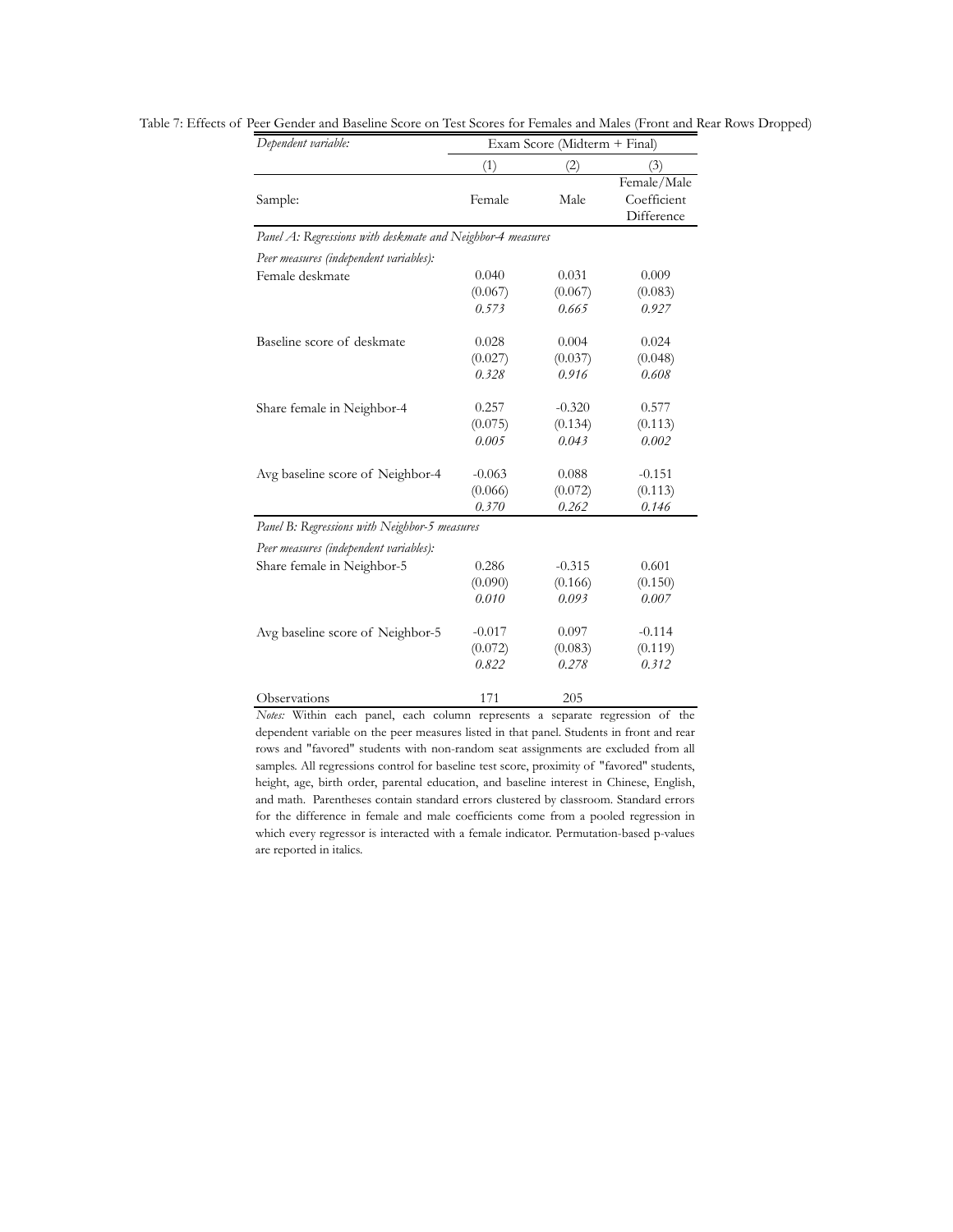Table 7: Effects of Peer Gender and Baseline Score on Test Scores for Females and Males (Front and Rear Rows Dropped)

| *Dependent variable:* | Exam Score (Midterm + Final) | | |
|---|---|---|---|
| | (1) | (2) | (3) |
| Sample: | Female | Male | Female/Male Coefficient Difference |
| *Panel A: Regressions with deskmate and Neighbor-4 measures* | | | |
| *Peer measures (independent variables):* | | | |
| Female deskmate | 0.040 | 0.031 | 0.009 |
| | (0.067) | (0.067) | (0.083) |
| | *0.573* | *0.665* | *0.927* |
| Baseline score of deskmate | 0.028 | 0.004 | 0.024 |
| | (0.027) | (0.037) | (0.048) |
| | *0.328* | *0.916* | *0.608* |
| Share female in Neighbor-4 | 0.257 | -0.320 | 0.577 |
| | (0.075) | (0.134) | (0.113) |
| | *0.005* | *0.043* | *0.002* |
| Avg baseline score of Neighbor-4 | -0.063 | 0.088 | -0.151 |
| | (0.066) | (0.072) | (0.113) |
| | *0.370* | *0.262* | *0.146* |
| *Panel B: Regressions with Neighbor-5 measures* | | | |
| *Peer measures (independent variables):* | | | |
| Share female in Neighbor-5 | 0.286 | -0.315 | 0.601 |
| | (0.090) | (0.166) | (0.150) |
| | *0.010* | *0.093* | *0.007* |
| Avg baseline score of Neighbor-5 | -0.017 | 0.097 | -0.114 |
| | (0.072) | (0.083) | (0.119) |
| | *0.822* | *0.278* | *0.312* |
| Observations | 171 | 205 | |

*Notes:* Within each panel, each column represents a separate regression of the dependent variable on the peer measures listed in that panel. Students in front and rear rows and "favored" students with non-random seat assignments are excluded from all samples. All regressions control for baseline test score, proximity of "favored" students, height, age, birth order, parental education, and baseline interest in Chinese, English, and math. Parentheses contain standard errors clustered by classroom. Standard errors for the difference in female and male coefficients come from a pooled regression in which every regressor is interacted with a female indicator. Permutation-based p-values are reported in italics.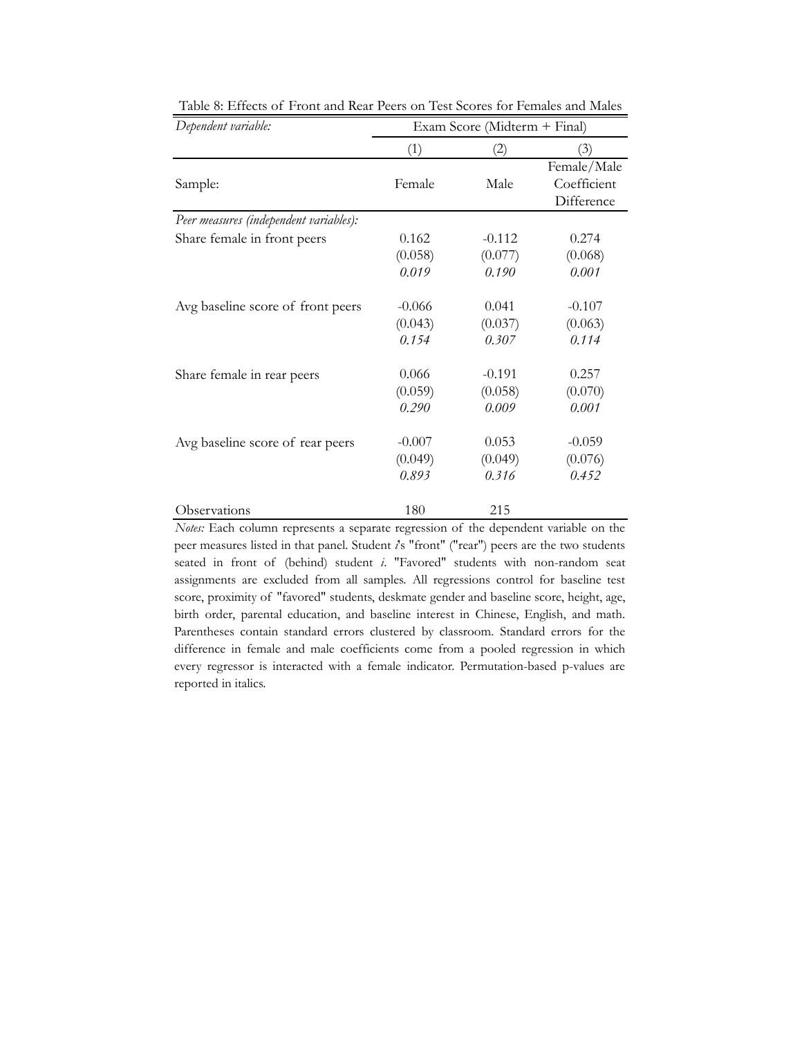Table 8: Effects of Front and Rear Peers on Test Scores for Females and Males

| *Dependent variable:* | Exam Score (Midterm + Final) | | |
|---|---|---|---|
| | (1) | (2) | (3) |
| Sample: | Female | Male | Female/Male Coefficient Difference |
| *Peer measures (independent variables):* | | | |
| Share female in front peers | 0.162 | -0.112 | 0.274 |
| | (0.058) | (0.077) | (0.068) |
| | *0.019* | *0.190* | *0.001* |
| Avg baseline score of front peers | -0.066 | 0.041 | -0.107 |
| | (0.043) | (0.037) | (0.063) |
| | *0.154* | *0.307* | *0.114* |
| Share female in rear peers | 0.066 | -0.191 | 0.257 |
| | (0.059) | (0.058) | (0.070) |
| | *0.290* | *0.009* | *0.001* |
| Avg baseline score of rear peers | -0.007 | 0.053 | -0.059 |
| | (0.049) | (0.049) | (0.076) |
| | *0.893* | *0.316* | *0.452* |
| Observations | 180 | 215 | |

*Notes:* Each column represents a separate regression of the dependent variable on the peer measures listed in that panel. Student *i*'s "front" ("rear") peers are the two students seated in front of (behind) student *i*. "Favored" students with non-random seat assignments are excluded from all samples. All regressions control for baseline test score, proximity of "favored" students, deskmate gender and baseline score, height, age, birth order, parental education, and baseline interest in Chinese, English, and math. Parentheses contain standard errors clustered by classroom. Standard errors for the difference in female and male coefficients come from a pooled regression in which every regressor is interacted with a female indicator. Permutation-based p-values are reported in italics.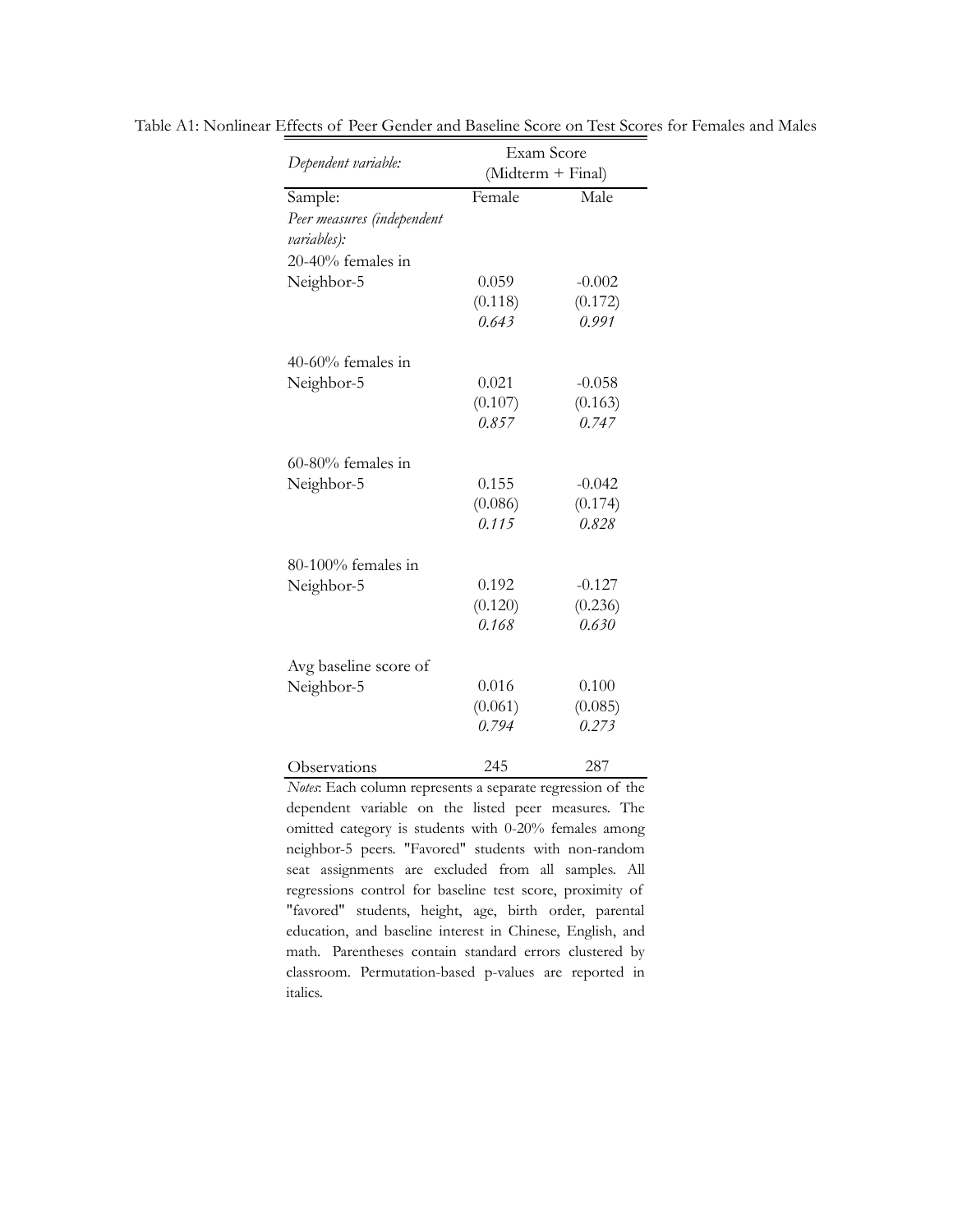Table A1: Nonlinear Effects of Peer Gender and Baseline Score on Test Scores for Females and Males

| *Dependent variable:* | Exam Score (Midterm + Final) | |
|---|---|---|
| Sample: | Female | Male |
| *Peer measures (independent variables):* | | |
| 20-40% females in Neighbor-5 | 0.059 | -0.002 |
| | (0.118) | (0.172) |
| | *0.643* | *0.991* |
| 40-60% females in Neighbor-5 | 0.021 | -0.058 |
| | (0.107) | (0.163) |
| | *0.857* | *0.747* |
| 60-80% females in Neighbor-5 | 0.155 | -0.042 |
| | (0.086) | (0.174) |
| | *0.115* | *0.828* |
| 80-100% females in Neighbor-5 | 0.192 | -0.127 |
| | (0.120) | (0.236) |
| | *0.168* | *0.630* |
| Avg baseline score of Neighbor-5 | 0.016 | 0.100 |
| | (0.061) | (0.085) |
| | *0.794* | *0.273* |
| Observations | 245 | 287 |

*Notes*: Each column represents a separate regression of the dependent variable on the listed peer measures. The omitted category is students with 0-20% females among neighbor-5 peers. "Favored" students with non-random seat assignments are excluded from all samples. All regressions control for baseline test score, proximity of "favored" students, height, age, birth order, parental education, and baseline interest in Chinese, English, and math. Parentheses contain standard errors clustered by classroom. Permutation-based p-values are reported in italics.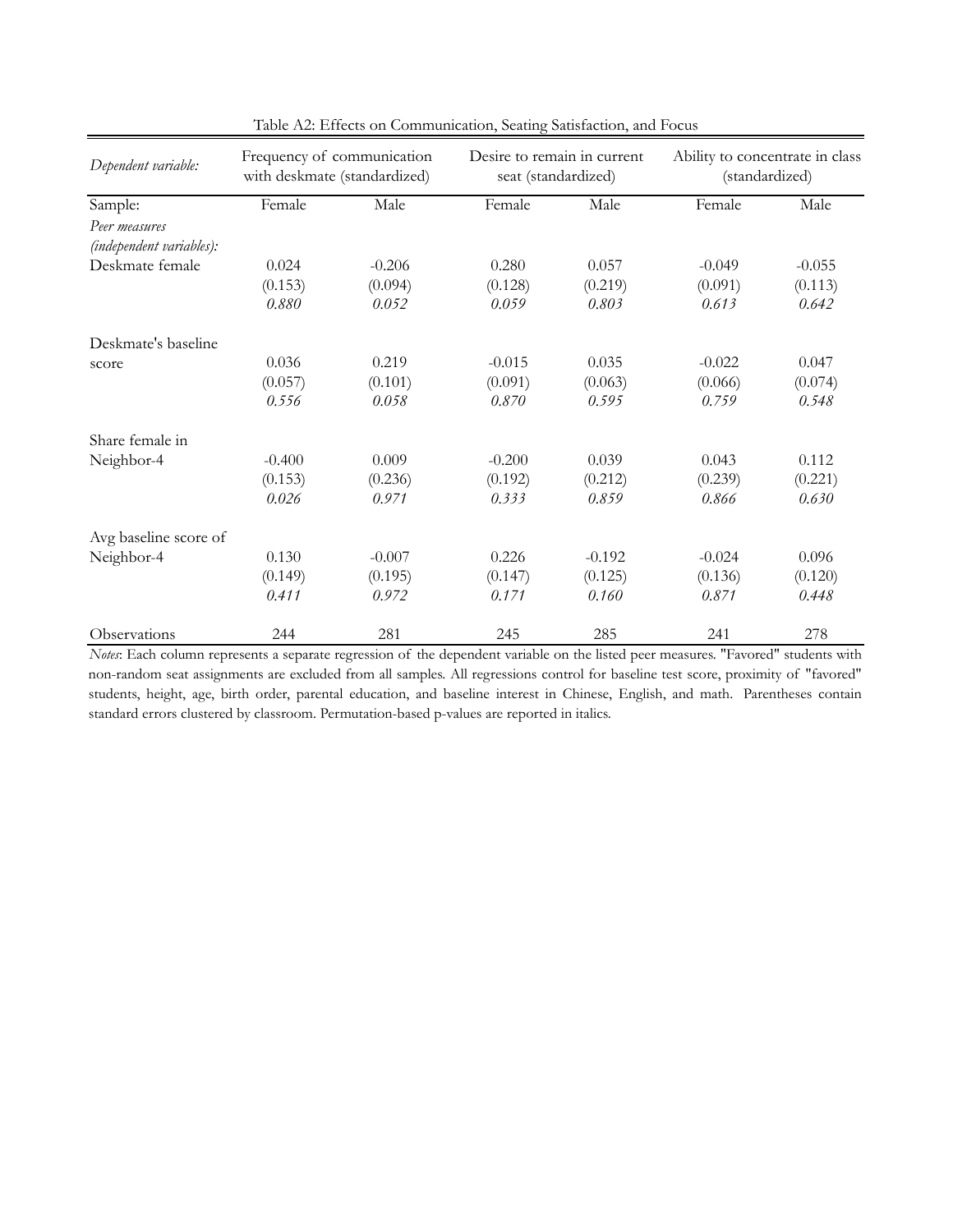Table A2: Effects on Communication, Seating Satisfaction, and Focus

| *Dependent variable:* | Frequency of communication with deskmate (standardized) | | Desire to remain in current seat (standardized) | | Ability to concentrate in class (standardized) | |
|---|---|---|---|---|---|---|
| Sample: | Female | Male | Female | Male | Female | Male |
| *Peer measures (independent variables):* | | | | | | |
| Deskmate female | 0.024 | -0.206 | 0.280 | 0.057 | -0.049 | -0.055 |
| | (0.153) | (0.094) | (0.128) | (0.219) | (0.091) | (0.113) |
| | *0.880* | *0.052* | *0.059* | *0.803* | *0.613* | *0.642* |
| Deskmate's baseline score | 0.036 | 0.219 | -0.015 | 0.035 | -0.022 | 0.047 |
| | (0.057) | (0.101) | (0.091) | (0.063) | (0.066) | (0.074) |
| | *0.556* | *0.058* | *0.870* | *0.595* | *0.759* | *0.548* |
| Share female in Neighbor-4 | -0.400 | 0.009 | -0.200 | 0.039 | 0.043 | 0.112 |
| | (0.153) | (0.236) | (0.192) | (0.212) | (0.239) | (0.221) |
| | *0.026* | *0.971* | *0.333* | *0.859* | *0.866* | *0.630* |
| Avg baseline score of Neighbor-4 | 0.130 | -0.007 | 0.226 | -0.192 | -0.024 | 0.096 |
| | (0.149) | (0.195) | (0.147) | (0.125) | (0.136) | (0.120) |
| | *0.411* | *0.972* | *0.171* | *0.160* | *0.871* | *0.448* |
| Observations | 244 | 281 | 245 | 285 | 241 | 278 |

*Notes*: Each column represents a separate regression of the dependent variable on the listed peer measures. "Favored" students with non-random seat assignments are excluded from all samples. All regressions control for baseline test score, proximity of "favored" students, height, age, birth order, parental education, and baseline interest in Chinese, English, and math. Parentheses contain standard errors clustered by classroom. Permutation-based p-values are reported in italics.